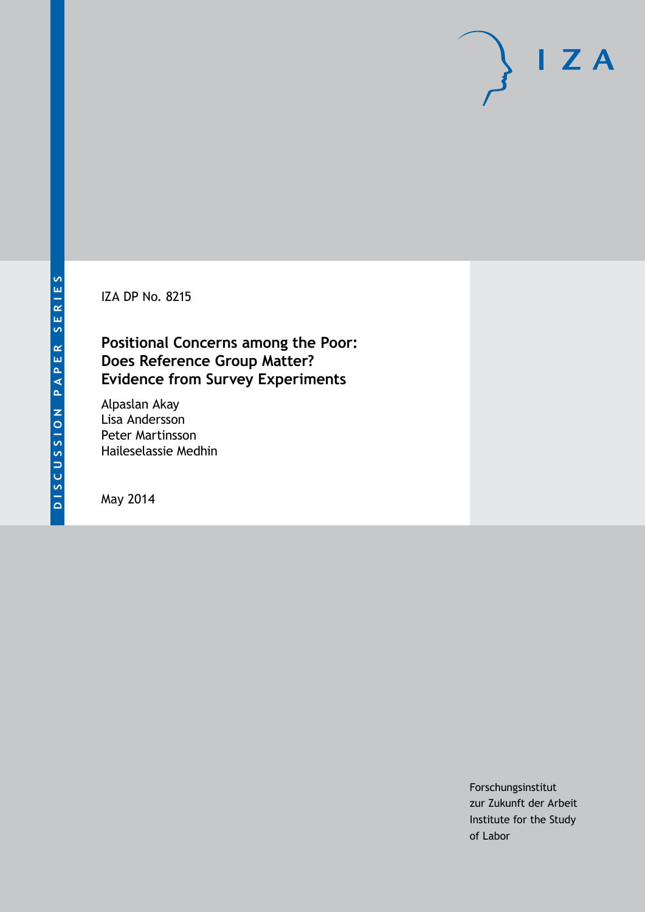IZA DP No. 8215

# Positional Concerns among the Poor: Does Reference Group Matter? Evidence from Survey Experiments

Alpaslan Akay
Lisa Andersson
Peter Martinsson
Haileselassie Medhin

May 2014

Forschungsinstitut
zur Zukunft der Arbeit
Institute for the Study
of Labor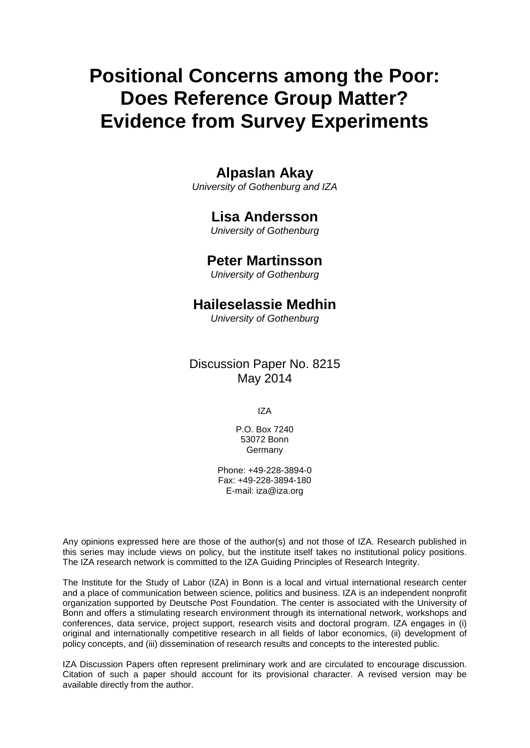# Positional Concerns among the Poor: Does Reference Group Matter? Evidence from Survey Experiments

**Alpaslan Akay**
*University of Gothenburg and IZA*

**Lisa Andersson**
*University of Gothenburg*

**Peter Martinsson**
*University of Gothenburg*

**Haileselassie Medhin**
*University of Gothenburg*

Discussion Paper No. 8215
May 2014

IZA

P.O. Box 7240
53072 Bonn
Germany

Phone: +49-228-3894-0
Fax: +49-228-3894-180
E-mail: iza@iza.org

Any opinions expressed here are those of the author(s) and not those of IZA. Research published in this series may include views on policy, but the institute itself takes no institutional policy positions. The IZA research network is committed to the IZA Guiding Principles of Research Integrity.

The Institute for the Study of Labor (IZA) in Bonn is a local and virtual international research center and a place of communication between science, politics and business. IZA is an independent nonprofit organization supported by Deutsche Post Foundation. The center is associated with the University of Bonn and offers a stimulating research environment through its international network, workshops and conferences, data service, project support, research visits and doctoral program. IZA engages in (i) original and internationally competitive research in all fields of labor economics, (ii) development of policy concepts, and (iii) dissemination of research results and concepts to the interested public.

IZA Discussion Papers often represent preliminary work and are circulated to encourage discussion. Citation of such a paper should account for its provisional character. A revised version may be available directly from the author.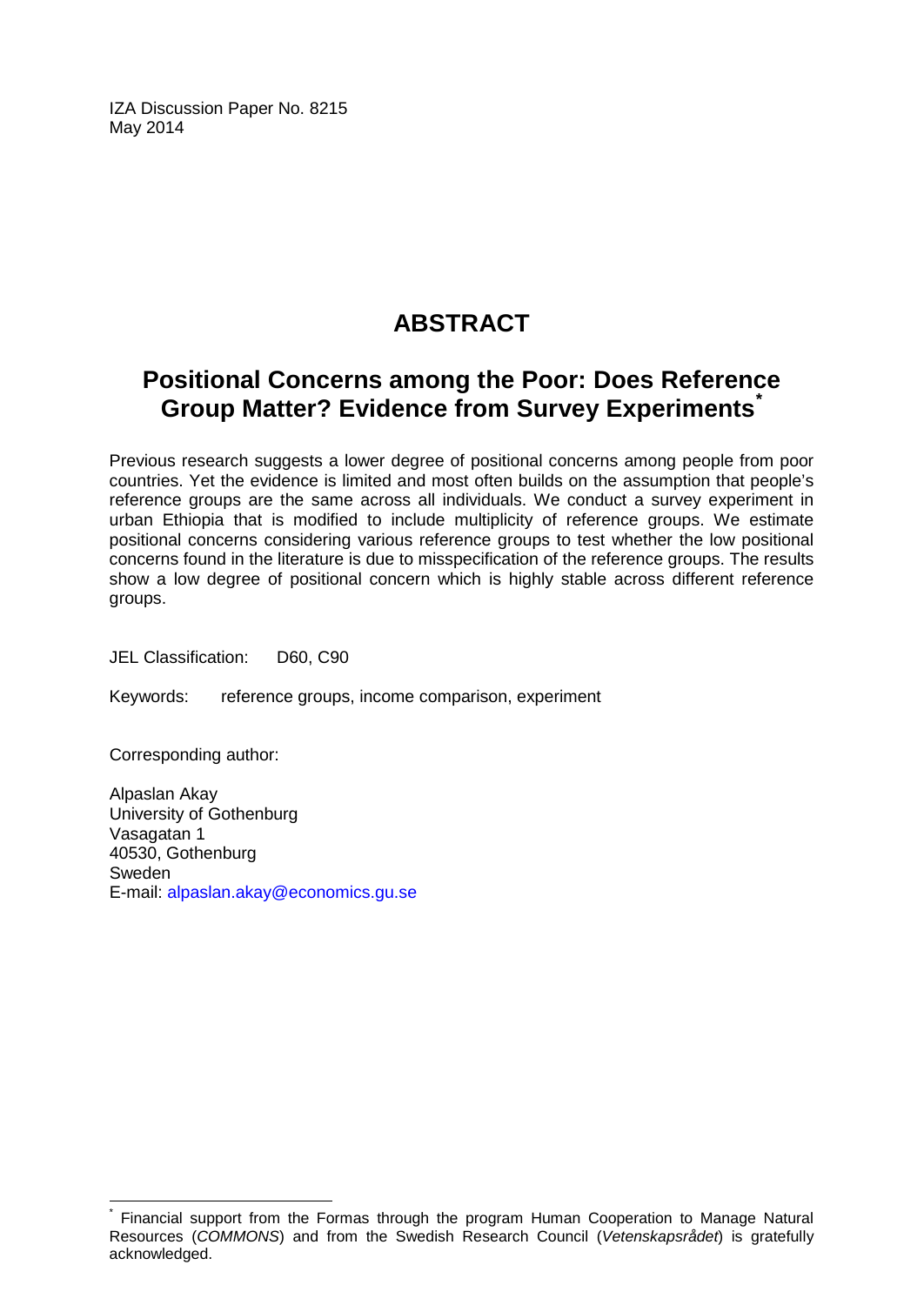IZA Discussion Paper No. 8215
May 2014

# ABSTRACT

## Positional Concerns among the Poor: Does Reference Group Matter? Evidence from Survey Experiments[*]

Previous research suggests a lower degree of positional concerns among people from poor countries. Yet the evidence is limited and most often builds on the assumption that people's reference groups are the same across all individuals. We conduct a survey experiment in urban Ethiopia that is modified to include multiplicity of reference groups. We estimate positional concerns considering various reference groups to test whether the low positional concerns found in the literature is due to misspecification of the reference groups. The results show a low degree of positional concern which is highly stable across different reference groups.

JEL Classification: D60, C90

Keywords: reference groups, income comparison, experiment

Corresponding author:

Alpaslan Akay
University of Gothenburg
Vasagatan 1
40530, Gothenburg
Sweden
E-mail: alpaslan.akay@economics.gu.se

[*] Financial support from the Formas through the program Human Cooperation to Manage Natural Resources (*COMMONS*) and from the Swedish Research Council (*Vetenskapsrådet*) is gratefully acknowledged.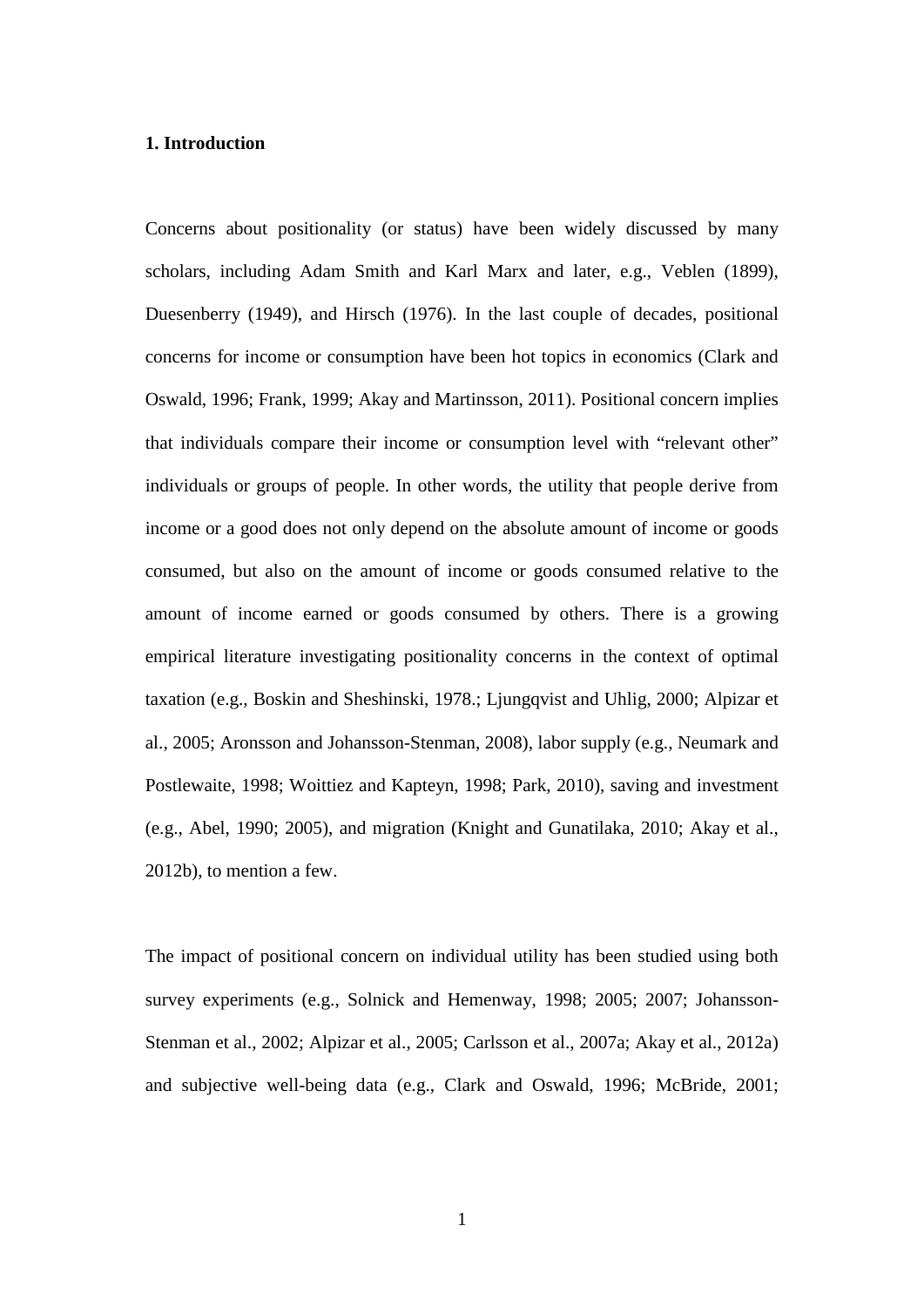**1. Introduction**

Concerns about positionality (or status) have been widely discussed by many scholars, including Adam Smith and Karl Marx and later, e.g., Veblen (1899), Duesenberry (1949), and Hirsch (1976). In the last couple of decades, positional concerns for income or consumption have been hot topics in economics (Clark and Oswald, 1996; Frank, 1999; Akay and Martinsson, 2011). Positional concern implies that individuals compare their income or consumption level with "relevant other" individuals or groups of people. In other words, the utility that people derive from income or a good does not only depend on the absolute amount of income or goods consumed, but also on the amount of income or goods consumed relative to the amount of income earned or goods consumed by others. There is a growing empirical literature investigating positionality concerns in the context of optimal taxation (e.g., Boskin and Sheshinski, 1978.; Ljungqvist and Uhlig, 2000; Alpizar et al., 2005; Aronsson and Johansson-Stenman, 2008), labor supply (e.g., Neumark and Postlewaite, 1998; Woittiez and Kapteyn, 1998; Park, 2010), saving and investment (e.g., Abel, 1990; 2005), and migration (Knight and Gunatilaka, 2010; Akay et al., 2012b), to mention a few.

The impact of positional concern on individual utility has been studied using both survey experiments (e.g., Solnick and Hemenway, 1998; 2005; 2007; Johansson-Stenman et al., 2002; Alpizar et al., 2005; Carlsson et al., 2007a; Akay et al., 2012a) and subjective well-being data (e.g., Clark and Oswald, 1996; McBride, 2001;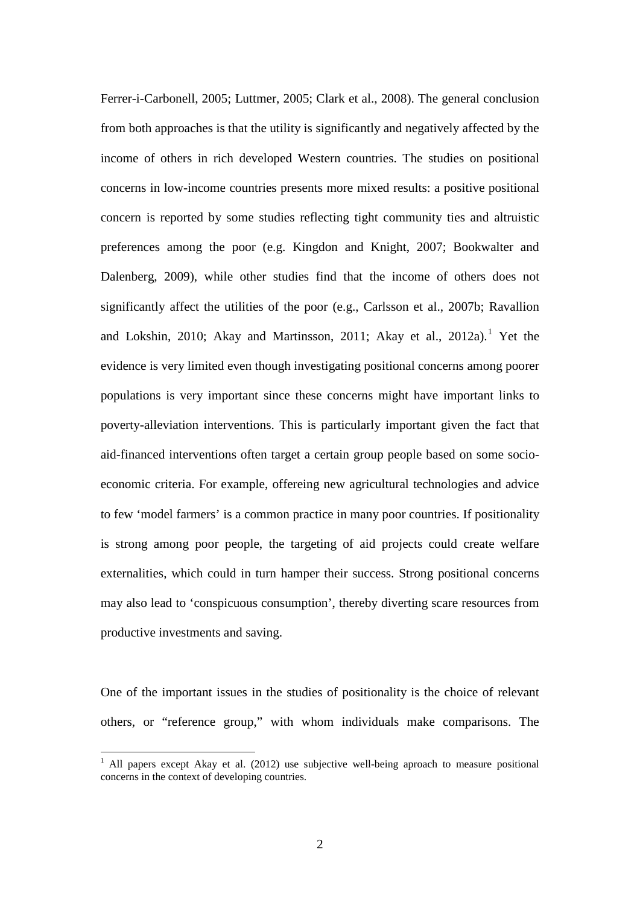Ferrer-i-Carbonell, 2005; Luttmer, 2005; Clark et al., 2008). The general conclusion from both approaches is that the utility is significantly and negatively affected by the income of others in rich developed Western countries. The studies on positional concerns in low-income countries presents more mixed results: a positive positional concern is reported by some studies reflecting tight community ties and altruistic preferences among the poor (e.g. Kingdon and Knight, 2007; Bookwalter and Dalenberg, 2009), while other studies find that the income of others does not significantly affect the utilities of the poor (e.g., Carlsson et al., 2007b; Ravallion and Lokshin, 2010; Akay and Martinsson, 2011; Akay et al., 2012a).[1] Yet the evidence is very limited even though investigating positional concerns among poorer populations is very important since these concerns might have important links to poverty-alleviation interventions. This is particularly important given the fact that aid-financed interventions often target a certain group people based on some socio-economic criteria. For example, offereing new agricultural technologies and advice to few 'model farmers' is a common practice in many poor countries. If positionality is strong among poor people, the targeting of aid projects could create welfare externalities, which could in turn hamper their success. Strong positional concerns may also lead to 'conspicuous consumption', thereby diverting scare resources from productive investments and saving.

One of the important issues in the studies of positionality is the choice of relevant others, or "reference group," with whom individuals make comparisons. The

[1] All papers except Akay et al. (2012) use subjective well-being aproach to measure positional concerns in the context of developing countries.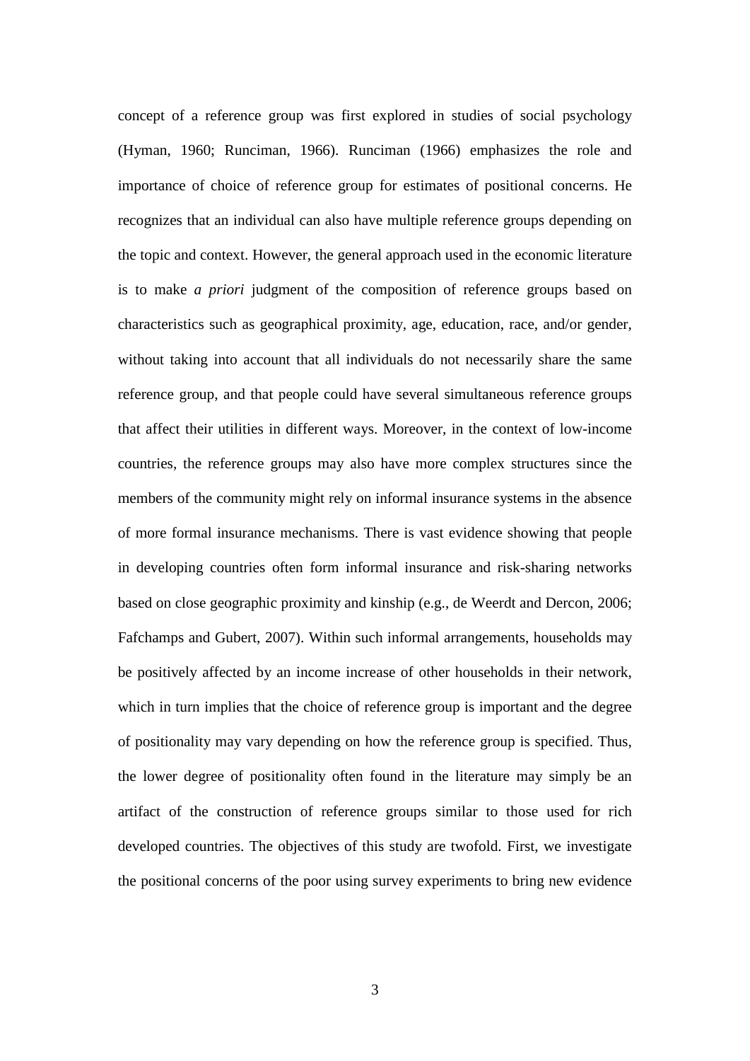concept of a reference group was first explored in studies of social psychology (Hyman, 1960; Runciman, 1966). Runciman (1966) emphasizes the role and importance of choice of reference group for estimates of positional concerns. He recognizes that an individual can also have multiple reference groups depending on the topic and context. However, the general approach used in the economic literature is to make *a priori* judgment of the composition of reference groups based on characteristics such as geographical proximity, age, education, race, and/or gender, without taking into account that all individuals do not necessarily share the same reference group, and that people could have several simultaneous reference groups that affect their utilities in different ways. Moreover, in the context of low-income countries, the reference groups may also have more complex structures since the members of the community might rely on informal insurance systems in the absence of more formal insurance mechanisms. There is vast evidence showing that people in developing countries often form informal insurance and risk-sharing networks based on close geographic proximity and kinship (e.g., de Weerdt and Dercon, 2006; Fafchamps and Gubert, 2007). Within such informal arrangements, households may be positively affected by an income increase of other households in their network, which in turn implies that the choice of reference group is important and the degree of positionality may vary depending on how the reference group is specified. Thus, the lower degree of positionality often found in the literature may simply be an artifact of the construction of reference groups similar to those used for rich developed countries. The objectives of this study are twofold. First, we investigate the positional concerns of the poor using survey experiments to bring new evidence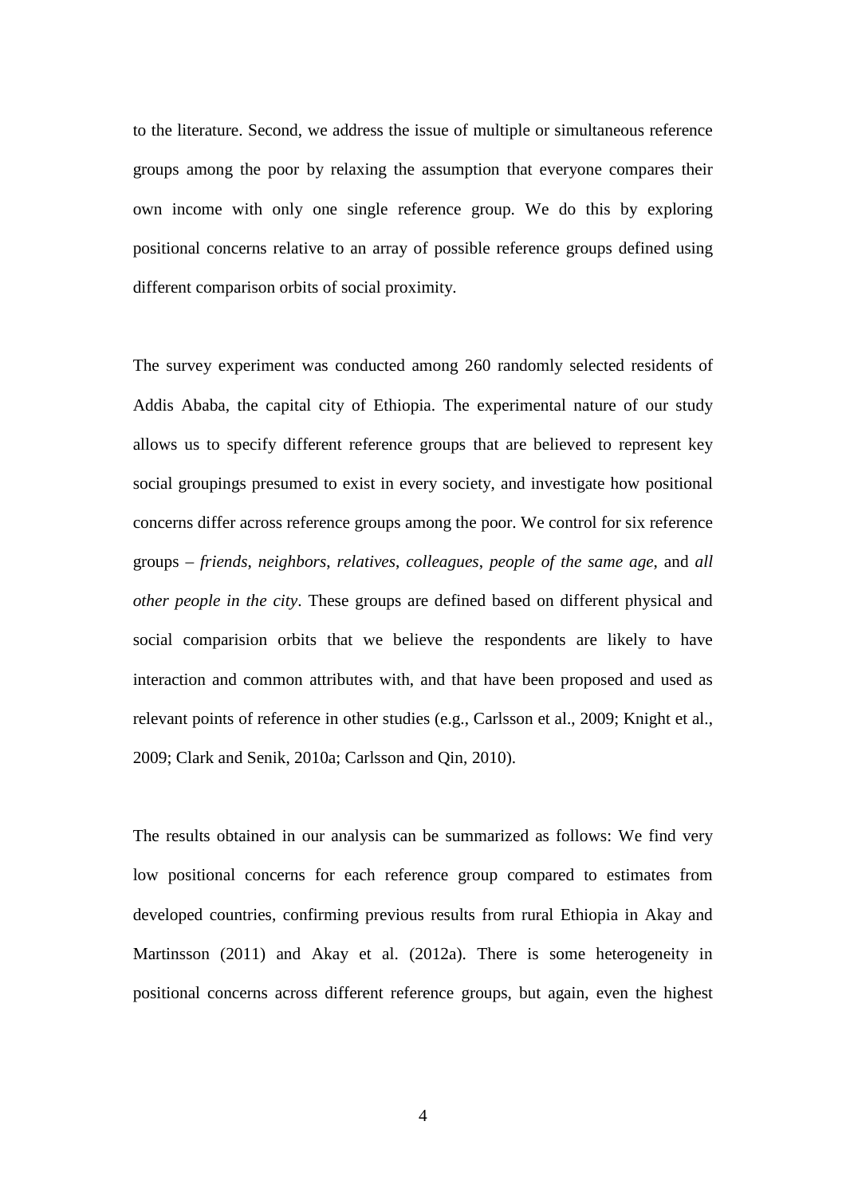to the literature. Second, we address the issue of multiple or simultaneous reference groups among the poor by relaxing the assumption that everyone compares their own income with only one single reference group. We do this by exploring positional concerns relative to an array of possible reference groups defined using different comparison orbits of social proximity.

The survey experiment was conducted among 260 randomly selected residents of Addis Ababa, the capital city of Ethiopia. The experimental nature of our study allows us to specify different reference groups that are believed to represent key social groupings presumed to exist in every society, and investigate how positional concerns differ across reference groups among the poor. We control for six reference groups – *friends*, *neighbors*, *relatives*, *colleagues*, *people of the same age*, and *all other people in the city*. These groups are defined based on different physical and social comparision orbits that we believe the respondents are likely to have interaction and common attributes with, and that have been proposed and used as relevant points of reference in other studies (e.g., Carlsson et al., 2009; Knight et al., 2009; Clark and Senik, 2010a; Carlsson and Qin, 2010).

The results obtained in our analysis can be summarized as follows: We find very low positional concerns for each reference group compared to estimates from developed countries, confirming previous results from rural Ethiopia in Akay and Martinsson (2011) and Akay et al. (2012a). There is some heterogeneity in positional concerns across different reference groups, but again, even the highest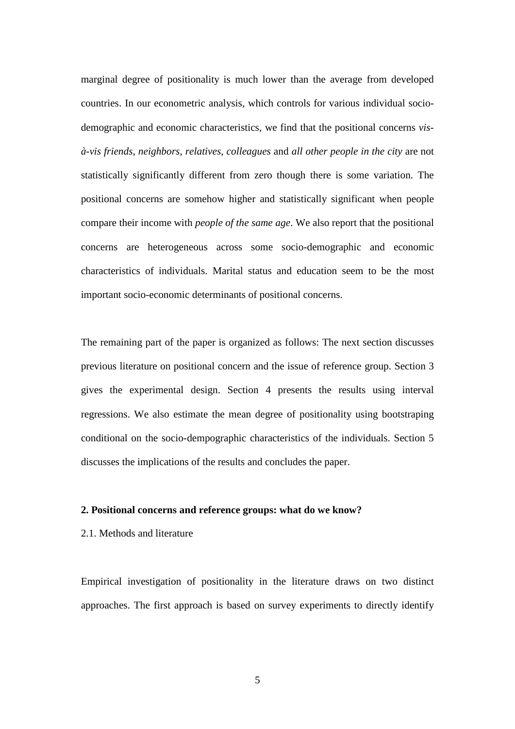marginal degree of positionality is much lower than the average from developed countries. In our econometric analysis, which controls for various individual socio-demographic and economic characteristics, we find that the positional concerns *vis-à-vis friends*, *neighbors*, *relatives*, *colleagues* and *all other people in the city* are not statistically significantly different from zero though there is some variation. The positional concerns are somehow higher and statistically significant when people compare their income with *people of the same age*. We also report that the positional concerns are heterogeneous across some socio-demographic and economic characteristics of individuals. Marital status and education seem to be the most important socio-economic determinants of positional concerns.

The remaining part of the paper is organized as follows: The next section discusses previous literature on positional concern and the issue of reference group. Section 3 gives the experimental design. Section 4 presents the results using interval regressions. We also estimate the mean degree of positionality using bootstraping conditional on the socio-dempographic characteristics of the individuals. Section 5 discusses the implications of the results and concludes the paper.

## 2. Positional concerns and reference groups: what do we know?

### 2.1. Methods and literature

Empirical investigation of positionality in the literature draws on two distinct approaches. The first approach is based on survey experiments to directly identify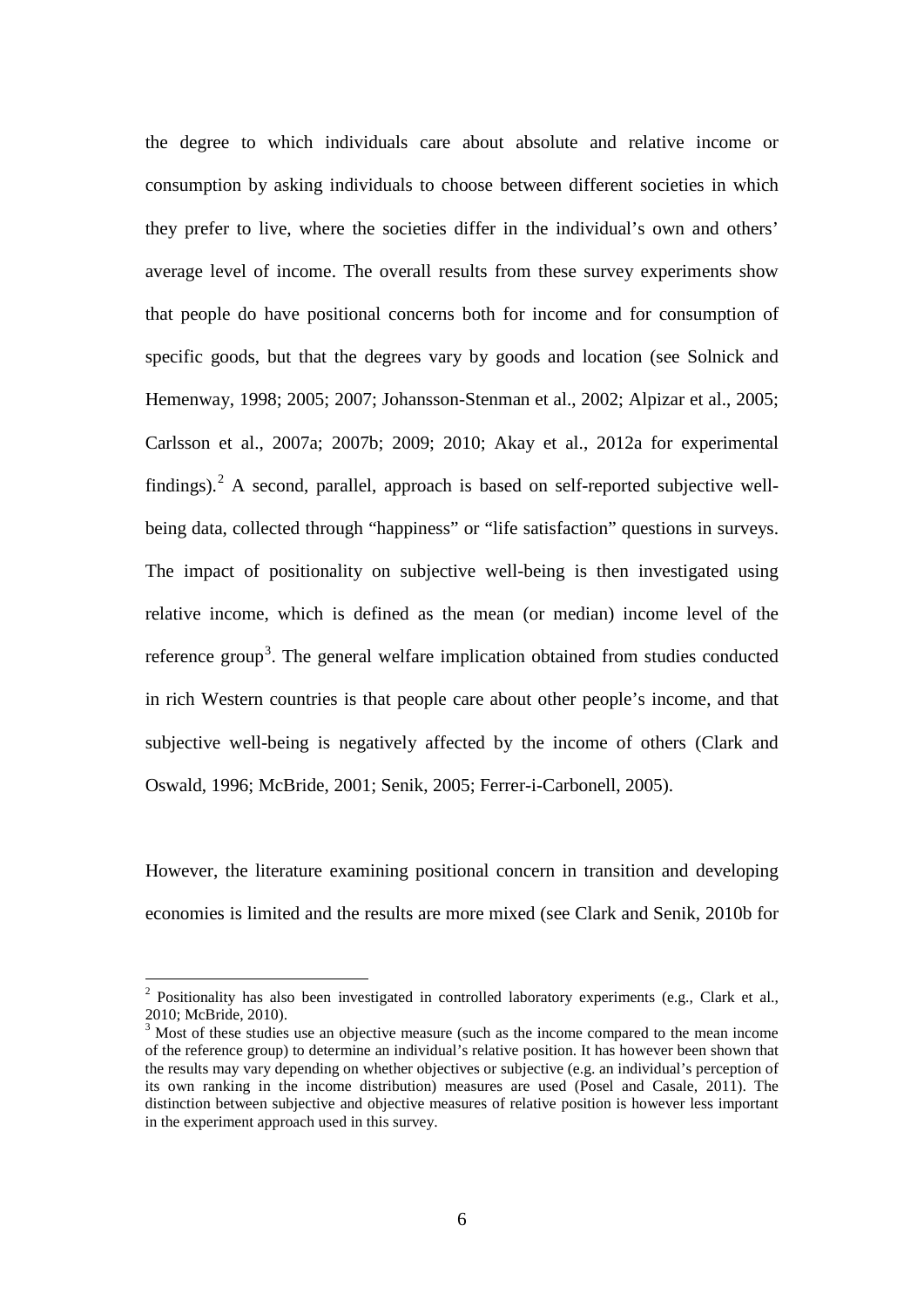the degree to which individuals care about absolute and relative income or consumption by asking individuals to choose between different societies in which they prefer to live, where the societies differ in the individual's own and others' average level of income. The overall results from these survey experiments show that people do have positional concerns both for income and for consumption of specific goods, but that the degrees vary by goods and location (see Solnick and Hemenway, 1998; 2005; 2007; Johansson-Stenman et al., 2002; Alpizar et al., 2005; Carlsson et al., 2007a; 2007b; 2009; 2010; Akay et al., 2012a for experimental findings).[2] A second, parallel, approach is based on self-reported subjective well-being data, collected through "happiness" or "life satisfaction" questions in surveys. The impact of positionality on subjective well-being is then investigated using relative income, which is defined as the mean (or median) income level of the reference group[3]. The general welfare implication obtained from studies conducted in rich Western countries is that people care about other people's income, and that subjective well-being is negatively affected by the income of others (Clark and Oswald, 1996; McBride, 2001; Senik, 2005; Ferrer-i-Carbonell, 2005).

However, the literature examining positional concern in transition and developing economies is limited and the results are more mixed (see Clark and Senik, 2010b for

[2] Positionality has also been investigated in controlled laboratory experiments (e.g., Clark et al., 2010; McBride, 2010).

[3] Most of these studies use an objective measure (such as the income compared to the mean income of the reference group) to determine an individual's relative position. It has however been shown that the results may vary depending on whether objectives or subjective (e.g. an individual's perception of its own ranking in the income distribution) measures are used (Posel and Casale, 2011). The distinction between subjective and objective measures of relative position is however less important in the experiment approach used in this survey.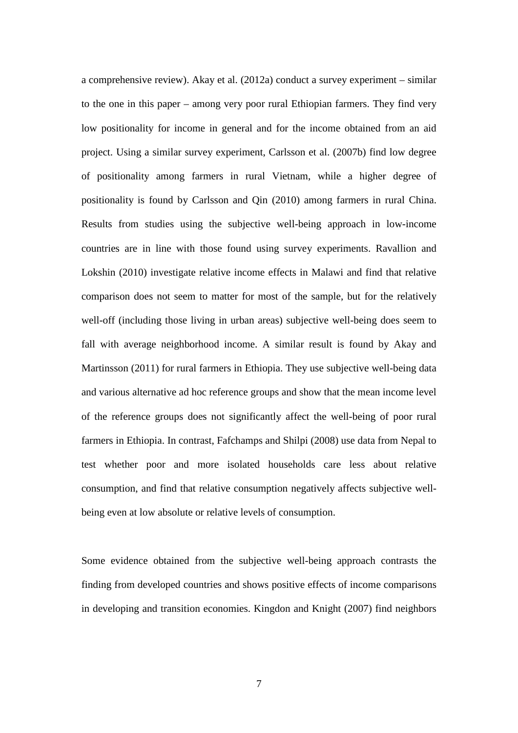a comprehensive review). Akay et al. (2012a) conduct a survey experiment – similar to the one in this paper – among very poor rural Ethiopian farmers. They find very low positionality for income in general and for the income obtained from an aid project. Using a similar survey experiment, Carlsson et al. (2007b) find low degree of positionality among farmers in rural Vietnam, while a higher degree of positionality is found by Carlsson and Qin (2010) among farmers in rural China. Results from studies using the subjective well-being approach in low-income countries are in line with those found using survey experiments. Ravallion and Lokshin (2010) investigate relative income effects in Malawi and find that relative comparison does not seem to matter for most of the sample, but for the relatively well-off (including those living in urban areas) subjective well-being does seem to fall with average neighborhood income. A similar result is found by Akay and Martinsson (2011) for rural farmers in Ethiopia. They use subjective well-being data and various alternative ad hoc reference groups and show that the mean income level of the reference groups does not significantly affect the well-being of poor rural farmers in Ethiopia. In contrast, Fafchamps and Shilpi (2008) use data from Nepal to test whether poor and more isolated households care less about relative consumption, and find that relative consumption negatively affects subjective well-being even at low absolute or relative levels of consumption.

Some evidence obtained from the subjective well-being approach contrasts the finding from developed countries and shows positive effects of income comparisons in developing and transition economies. Kingdon and Knight (2007) find neighbors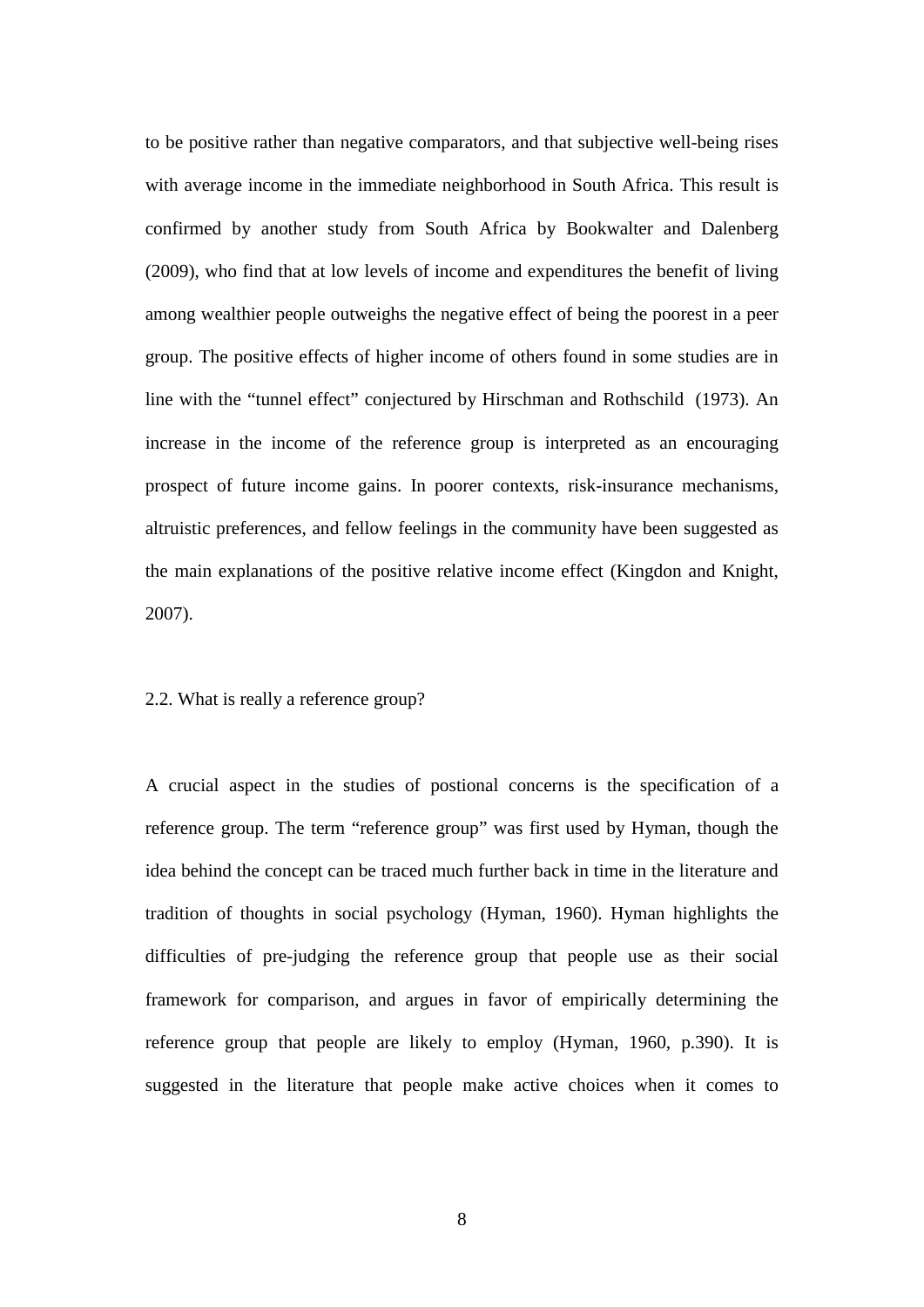to be positive rather than negative comparators, and that subjective well-being rises with average income in the immediate neighborhood in South Africa. This result is confirmed by another study from South Africa by Bookwalter and Dalenberg (2009), who find that at low levels of income and expenditures the benefit of living among wealthier people outweighs the negative effect of being the poorest in a peer group. The positive effects of higher income of others found in some studies are in line with the "tunnel effect" conjectured by Hirschman and Rothschild (1973). An increase in the income of the reference group is interpreted as an encouraging prospect of future income gains. In poorer contexts, risk-insurance mechanisms, altruistic preferences, and fellow feelings in the community have been suggested as the main explanations of the positive relative income effect (Kingdon and Knight, 2007).

## 2.2. What is really a reference group?

A crucial aspect in the studies of postional concerns is the specification of a reference group. The term "reference group" was first used by Hyman, though the idea behind the concept can be traced much further back in time in the literature and tradition of thoughts in social psychology (Hyman, 1960). Hyman highlights the difficulties of pre-judging the reference group that people use as their social framework for comparison, and argues in favor of empirically determining the reference group that people are likely to employ (Hyman, 1960, p.390). It is suggested in the literature that people make active choices when it comes to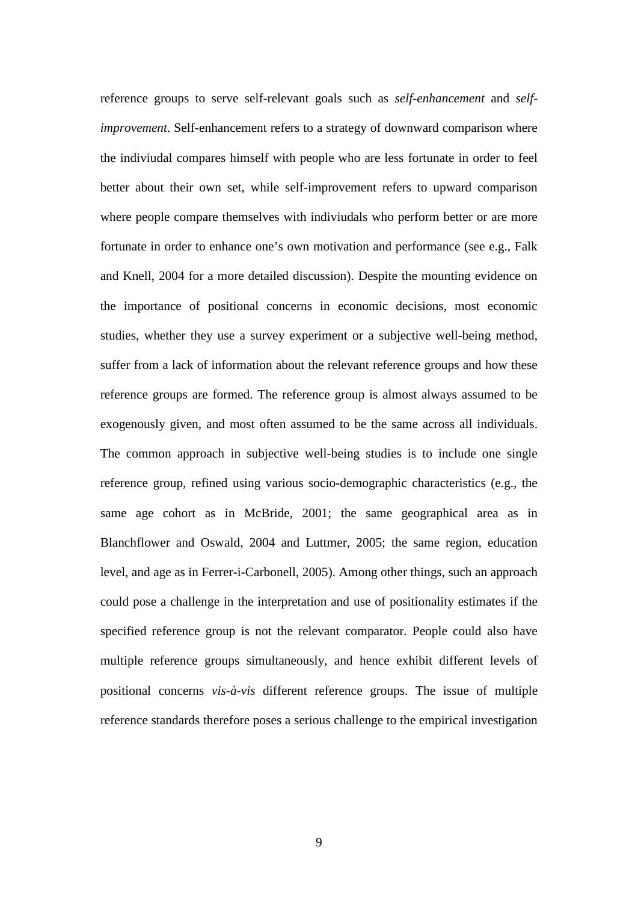reference groups to serve self-relevant goals such as *self-enhancement* and *self-improvement*. Self-enhancement refers to a strategy of downward comparison where the indiviudal compares himself with people who are less fortunate in order to feel better about their own set, while self-improvement refers to upward comparison where people compare themselves with indiviudals who perform better or are more fortunate in order to enhance one's own motivation and performance (see e.g., Falk and Knell, 2004 for a more detailed discussion). Despite the mounting evidence on the importance of positional concerns in economic decisions, most economic studies, whether they use a survey experiment or a subjective well-being method, suffer from a lack of information about the relevant reference groups and how these reference groups are formed. The reference group is almost always assumed to be exogenously given, and most often assumed to be the same across all individuals. The common approach in subjective well-being studies is to include one single reference group, refined using various socio-demographic characteristics (e.g., the same age cohort as in McBride, 2001; the same geographical area as in Blanchflower and Oswald, 2004 and Luttmer, 2005; the same region, education level, and age as in Ferrer-i-Carbonell, 2005). Among other things, such an approach could pose a challenge in the interpretation and use of positionality estimates if the specified reference group is not the relevant comparator. People could also have multiple reference groups simultaneously, and hence exhibit different levels of positional concerns *vis-à-vis* different reference groups. The issue of multiple reference standards therefore poses a serious challenge to the empirical investigation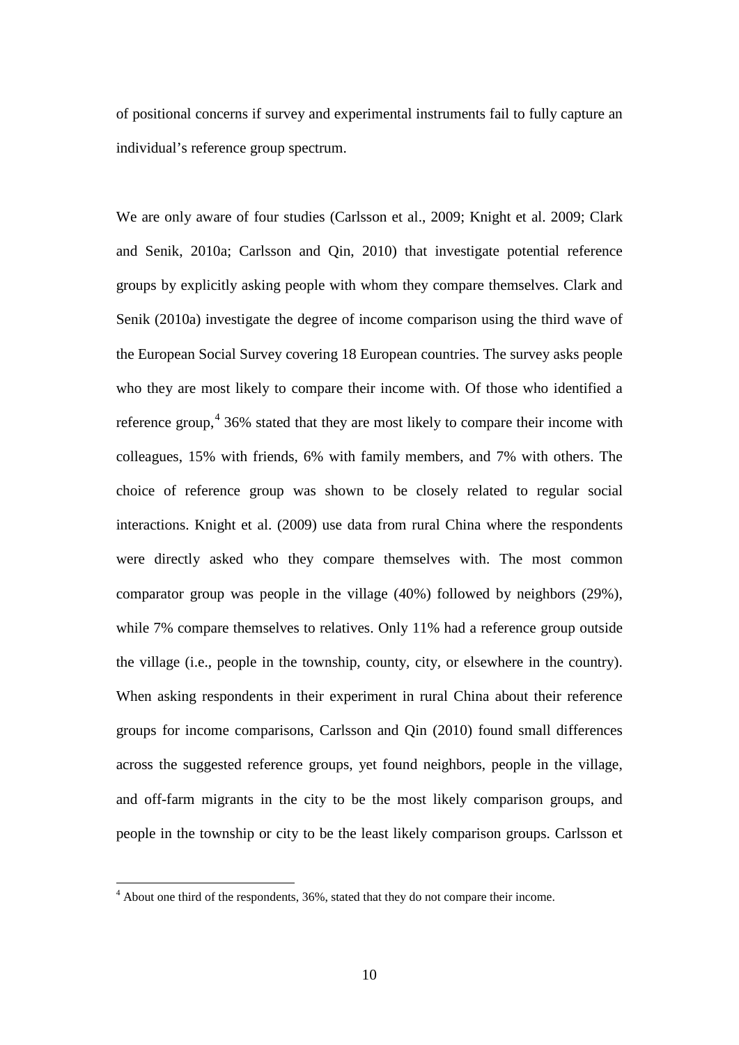of positional concerns if survey and experimental instruments fail to fully capture an individual's reference group spectrum.

We are only aware of four studies (Carlsson et al., 2009; Knight et al. 2009; Clark and Senik, 2010a; Carlsson and Qin, 2010) that investigate potential reference groups by explicitly asking people with whom they compare themselves. Clark and Senik (2010a) investigate the degree of income comparison using the third wave of the European Social Survey covering 18 European countries. The survey asks people who they are most likely to compare their income with. Of those who identified a reference group,[4] 36% stated that they are most likely to compare their income with colleagues, 15% with friends, 6% with family members, and 7% with others. The choice of reference group was shown to be closely related to regular social interactions. Knight et al. (2009) use data from rural China where the respondents were directly asked who they compare themselves with. The most common comparator group was people in the village (40%) followed by neighbors (29%), while 7% compare themselves to relatives. Only 11% had a reference group outside the village (i.e., people in the township, county, city, or elsewhere in the country). When asking respondents in their experiment in rural China about their reference groups for income comparisons, Carlsson and Qin (2010) found small differences across the suggested reference groups, yet found neighbors, people in the village, and off-farm migrants in the city to be the most likely comparison groups, and people in the township or city to be the least likely comparison groups. Carlsson et

[4] About one third of the respondents, 36%, stated that they do not compare their income.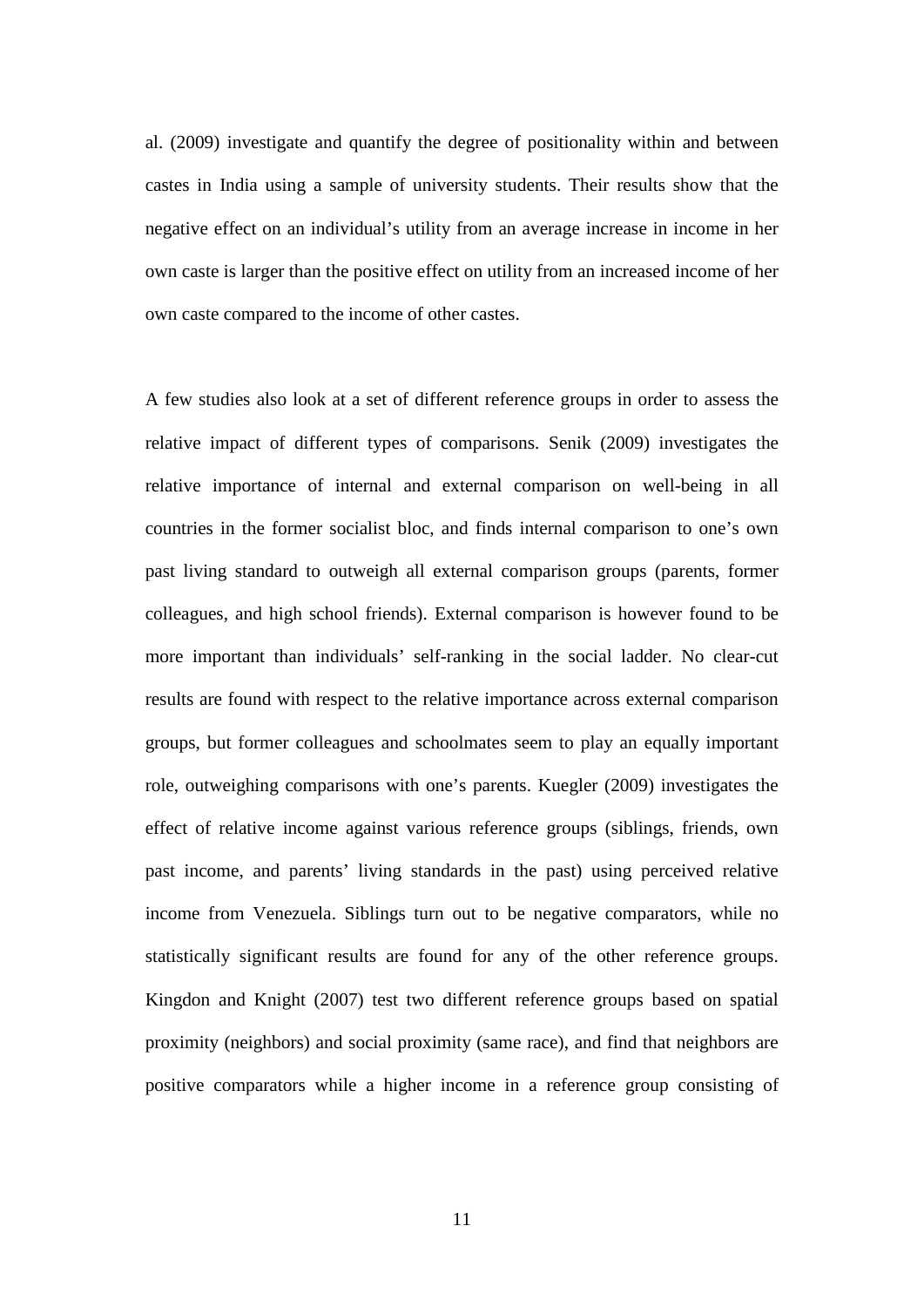al. (2009) investigate and quantify the degree of positionality within and between castes in India using a sample of university students. Their results show that the negative effect on an individual's utility from an average increase in income in her own caste is larger than the positive effect on utility from an increased income of her own caste compared to the income of other castes.

A few studies also look at a set of different reference groups in order to assess the relative impact of different types of comparisons. Senik (2009) investigates the relative importance of internal and external comparison on well-being in all countries in the former socialist bloc, and finds internal comparison to one's own past living standard to outweigh all external comparison groups (parents, former colleagues, and high school friends). External comparison is however found to be more important than individuals' self-ranking in the social ladder. No clear-cut results are found with respect to the relative importance across external comparison groups, but former colleagues and schoolmates seem to play an equally important role, outweighing comparisons with one's parents. Kuegler (2009) investigates the effect of relative income against various reference groups (siblings, friends, own past income, and parents' living standards in the past) using perceived relative income from Venezuela. Siblings turn out to be negative comparators, while no statistically significant results are found for any of the other reference groups. Kingdon and Knight (2007) test two different reference groups based on spatial proximity (neighbors) and social proximity (same race), and find that neighbors are positive comparators while a higher income in a reference group consisting of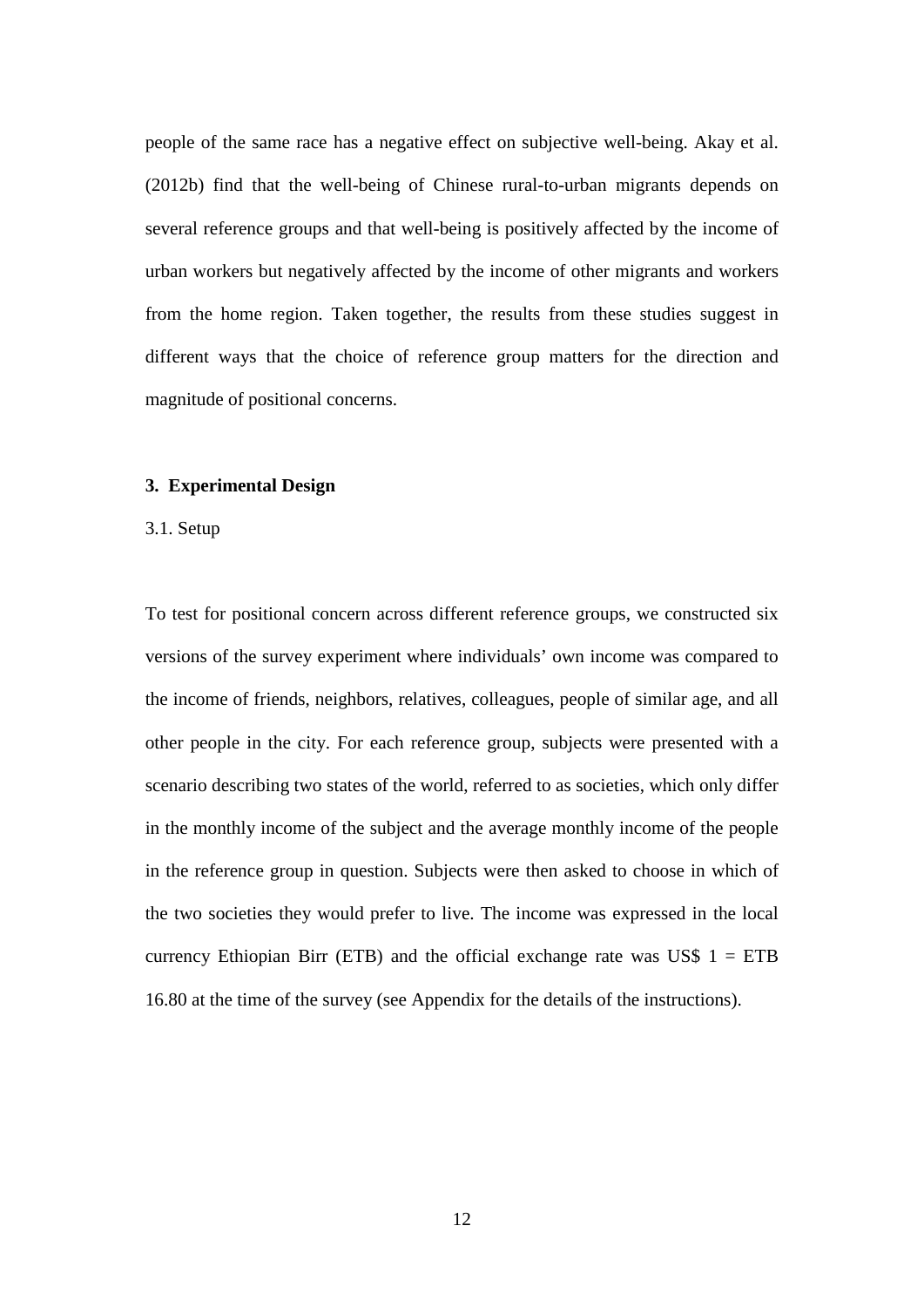people of the same race has a negative effect on subjective well-being. Akay et al. (2012b) find that the well-being of Chinese rural-to-urban migrants depends on several reference groups and that well-being is positively affected by the income of urban workers but negatively affected by the income of other migrants and workers from the home region. Taken together, the results from these studies suggest in different ways that the choice of reference group matters for the direction and magnitude of positional concerns.

## 3. Experimental Design

### 3.1. Setup

To test for positional concern across different reference groups, we constructed six versions of the survey experiment where individuals' own income was compared to the income of friends, neighbors, relatives, colleagues, people of similar age, and all other people in the city. For each reference group, subjects were presented with a scenario describing two states of the world, referred to as societies, which only differ in the monthly income of the subject and the average monthly income of the people in the reference group in question. Subjects were then asked to choose in which of the two societies they would prefer to live. The income was expressed in the local currency Ethiopian Birr (ETB) and the official exchange rate was US$ 1 = ETB 16.80 at the time of the survey (see Appendix for the details of the instructions).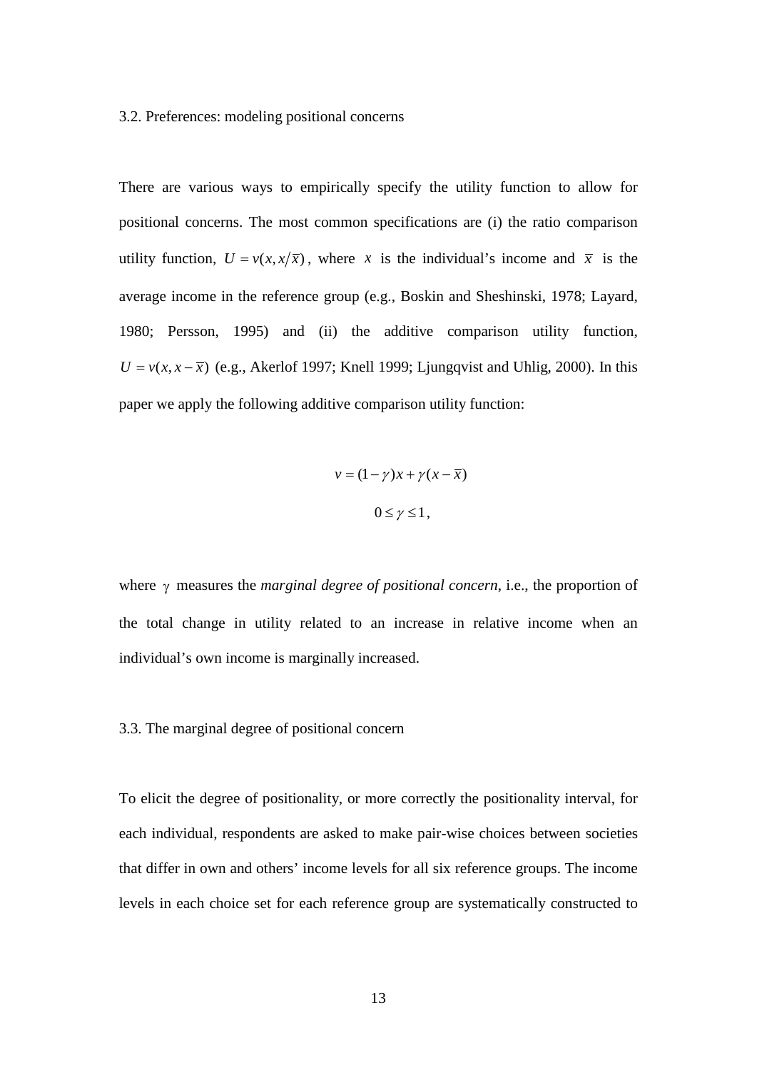### 3.2. Preferences: modeling positional concerns

There are various ways to empirically specify the utility function to allow for positional concerns. The most common specifications are (i) the ratio comparison utility function, $U = v(x, x/\bar{x})$, where $x$ is the individual's income and $\bar{x}$ is the average income in the reference group (e.g., Boskin and Sheshinski, 1978; Layard, 1980; Persson, 1995) and (ii) the additive comparison utility function, $U = v(x, x - \bar{x})$ (e.g., Akerlof 1997; Knell 1999; Ljungqvist and Uhlig, 2000). In this paper we apply the following additive comparison utility function:

$$v = (1-\gamma)x + \gamma(x - \bar{x})$$

$$0 \leq \gamma \leq 1,$$

where $\gamma$ measures the *marginal degree of positional concern*, i.e., the proportion of the total change in utility related to an increase in relative income when an individual's own income is marginally increased.

### 3.3. The marginal degree of positional concern

To elicit the degree of positionality, or more correctly the positionality interval, for each individual, respondents are asked to make pair-wise choices between societies that differ in own and others' income levels for all six reference groups. The income levels in each choice set for each reference group are systematically constructed to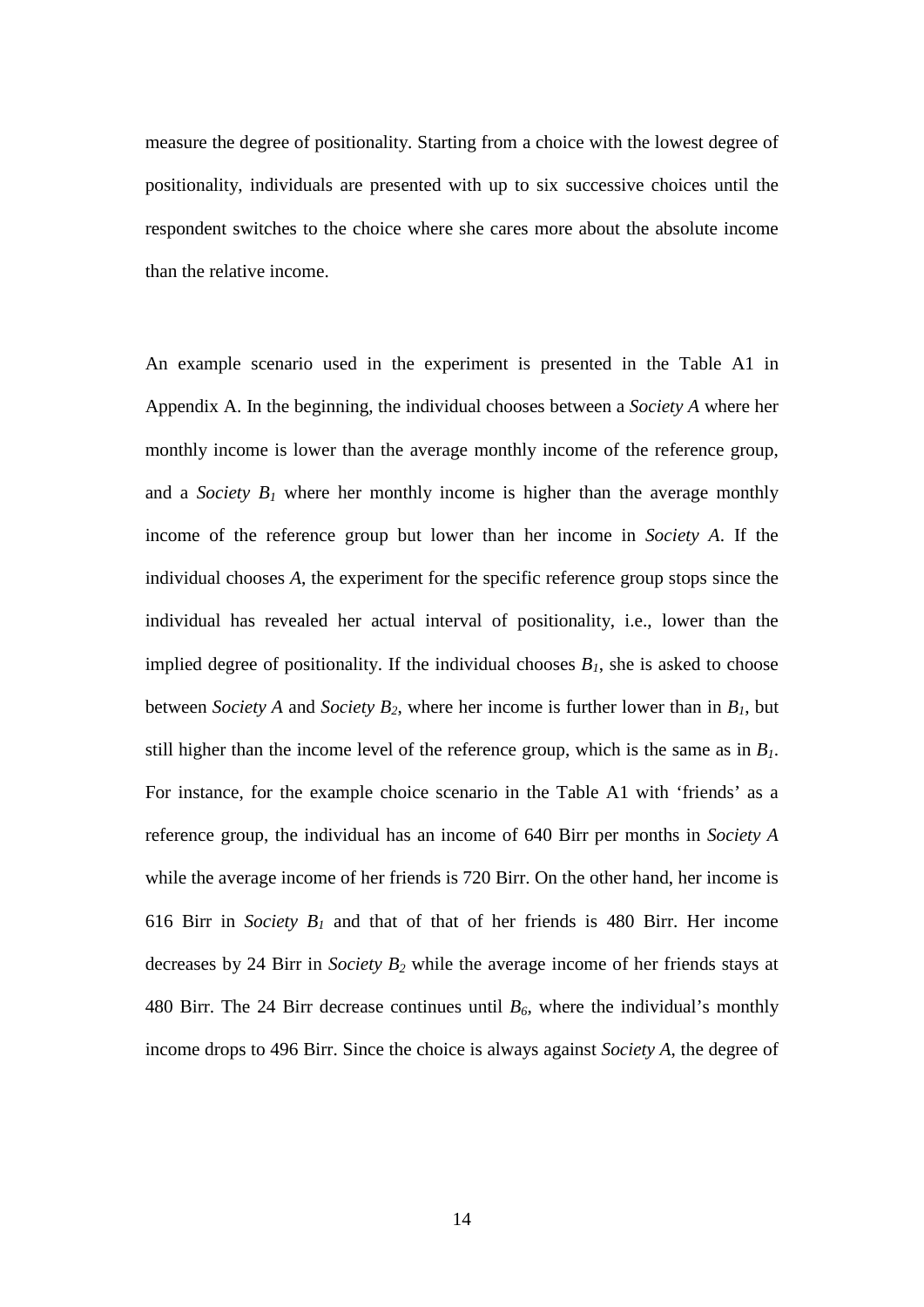measure the degree of positionality. Starting from a choice with the lowest degree of positionality, individuals are presented with up to six successive choices until the respondent switches to the choice where she cares more about the absolute income than the relative income.

An example scenario used in the experiment is presented in the Table A1 in Appendix A. In the beginning, the individual chooses between a *Society A* where her monthly income is lower than the average monthly income of the reference group, and a *Society $B_1$* where her monthly income is higher than the average monthly income of the reference group but lower than her income in *Society A*. If the individual chooses *A*, the experiment for the specific reference group stops since the individual has revealed her actual interval of positionality, i.e., lower than the implied degree of positionality. If the individual chooses $B_1$, she is asked to choose between *Society A* and *Society $B_2$*, where her income is further lower than in $B_1$, but still higher than the income level of the reference group, which is the same as in $B_1$. For instance, for the example choice scenario in the Table A1 with 'friends' as a reference group, the individual has an income of 640 Birr per months in *Society A* while the average income of her friends is 720 Birr. On the other hand, her income is 616 Birr in *Society $B_1$* and that of that of her friends is 480 Birr. Her income decreases by 24 Birr in *Society $B_2$* while the average income of her friends stays at 480 Birr. The 24 Birr decrease continues until $B_6$, where the individual's monthly income drops to 496 Birr. Since the choice is always against *Society A*, the degree of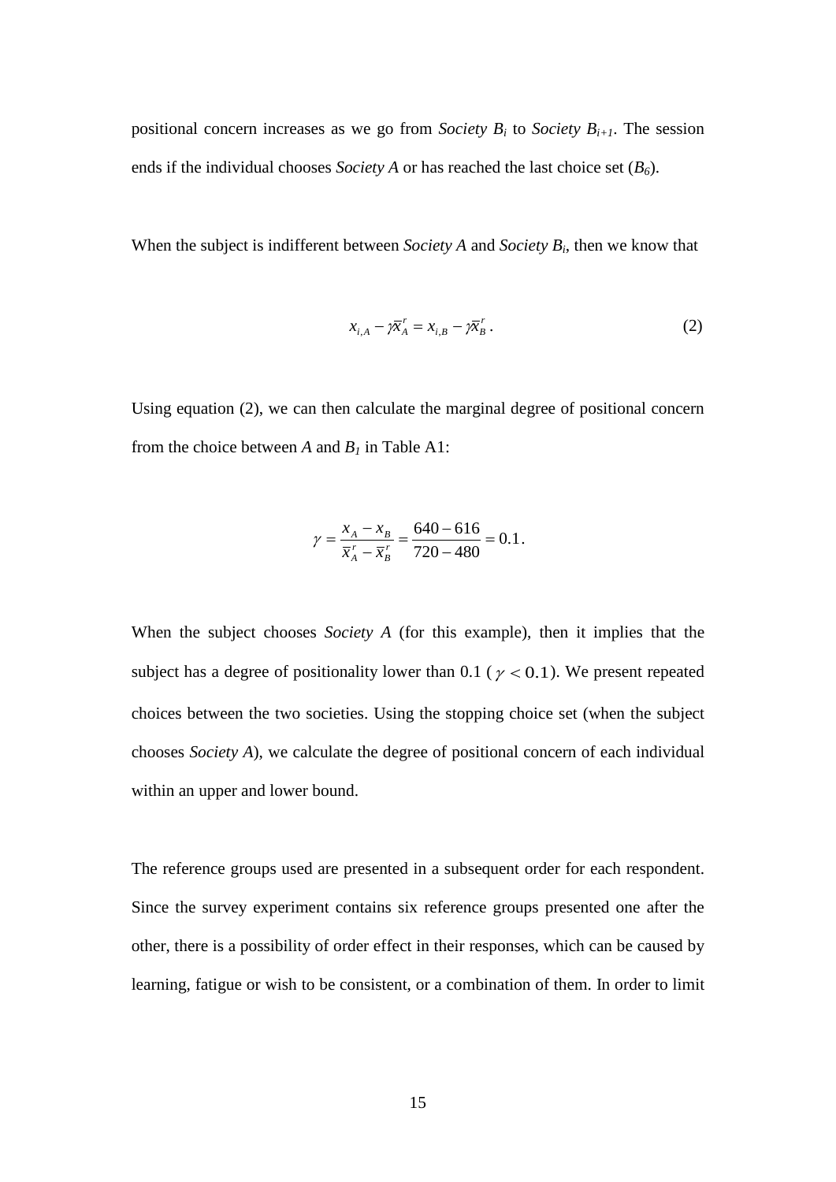positional concern increases as we go from *Society* $B_i$ to *Society* $B_{i+1}$. The session ends if the individual chooses *Society A* or has reached the last choice set ($B_6$).

When the subject is indifferent between *Society A* and *Society* $B_i$, then we know that

$$x_{i,A} - \gamma \bar{x}_A^r = x_{i,B} - \gamma \bar{x}_B^r . \tag{2}$$

Using equation (2), we can then calculate the marginal degree of positional concern from the choice between $A$ and $B_1$ in Table A1:

$$\gamma = \frac{x_A - x_B}{\bar{x}_A^r - \bar{x}_B^r} = \frac{640 - 616}{720 - 480} = 0.1 .$$

When the subject chooses *Society A* (for this example), then it implies that the subject has a degree of positionality lower than 0.1 ($\gamma < 0.1$). We present repeated choices between the two societies. Using the stopping choice set (when the subject chooses *Society A*), we calculate the degree of positional concern of each individual within an upper and lower bound.

The reference groups used are presented in a subsequent order for each respondent. Since the survey experiment contains six reference groups presented one after the other, there is a possibility of order effect in their responses, which can be caused by learning, fatigue or wish to be consistent, or a combination of them. In order to limit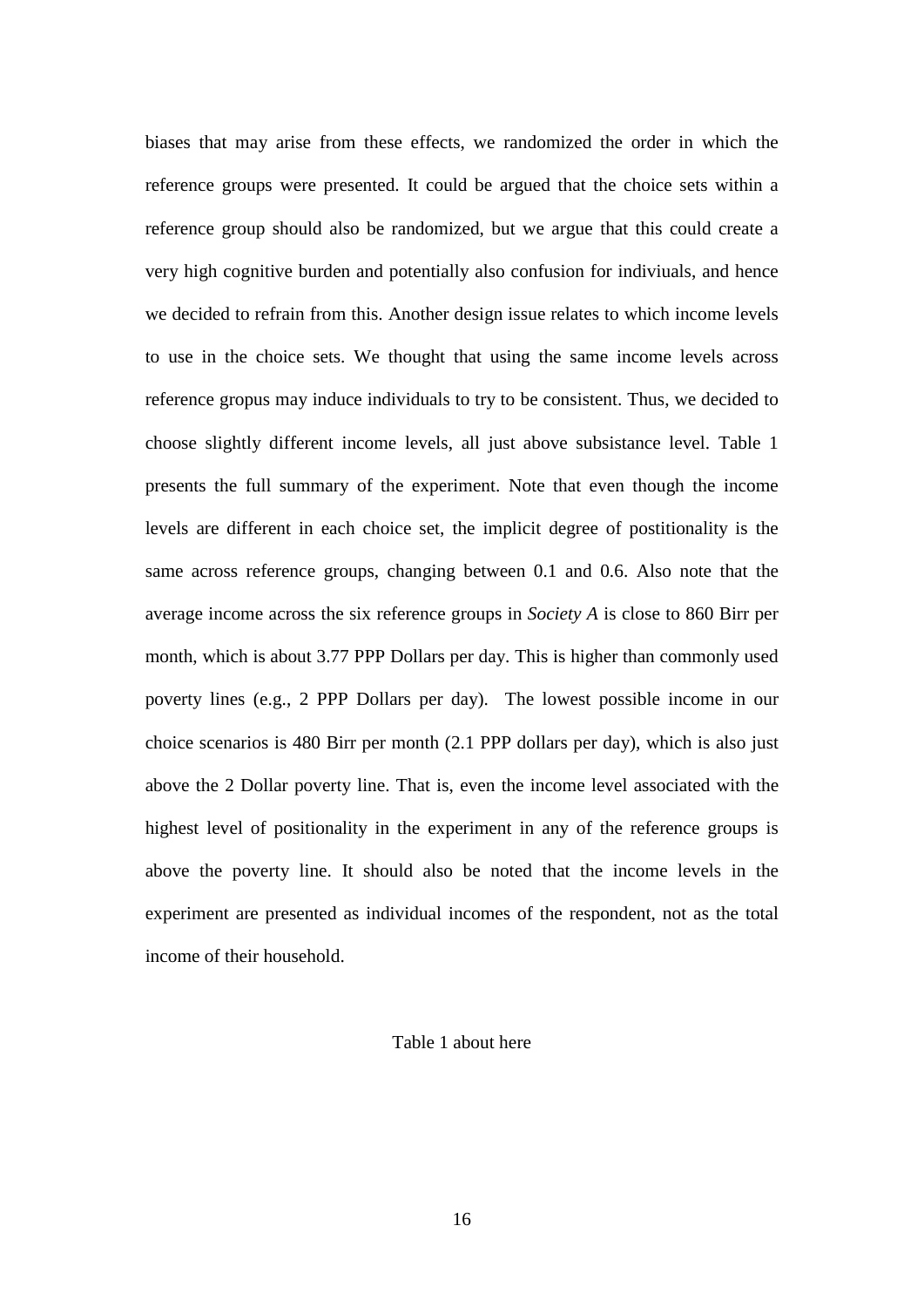biases that may arise from these effects, we randomized the order in which the reference groups were presented. It could be argued that the choice sets within a reference group should also be randomized, but we argue that this could create a very high cognitive burden and potentially also confusion for indiviuals, and hence we decided to refrain from this. Another design issue relates to which income levels to use in the choice sets. We thought that using the same income levels across reference gropus may induce individuals to try to be consistent. Thus, we decided to choose slightly different income levels, all just above subsistance level. Table 1 presents the full summary of the experiment. Note that even though the income levels are different in each choice set, the implicit degree of postitionality is the same across reference groups, changing between 0.1 and 0.6. Also note that the average income across the six reference groups in *Society A* is close to 860 Birr per month, which is about 3.77 PPP Dollars per day. This is higher than commonly used poverty lines (e.g., 2 PPP Dollars per day). The lowest possible income in our choice scenarios is 480 Birr per month (2.1 PPP dollars per day), which is also just above the 2 Dollar poverty line. That is, even the income level associated with the highest level of positionality in the experiment in any of the reference groups is above the poverty line. It should also be noted that the income levels in the experiment are presented as individual incomes of the respondent, not as the total income of their household.

Table 1 about here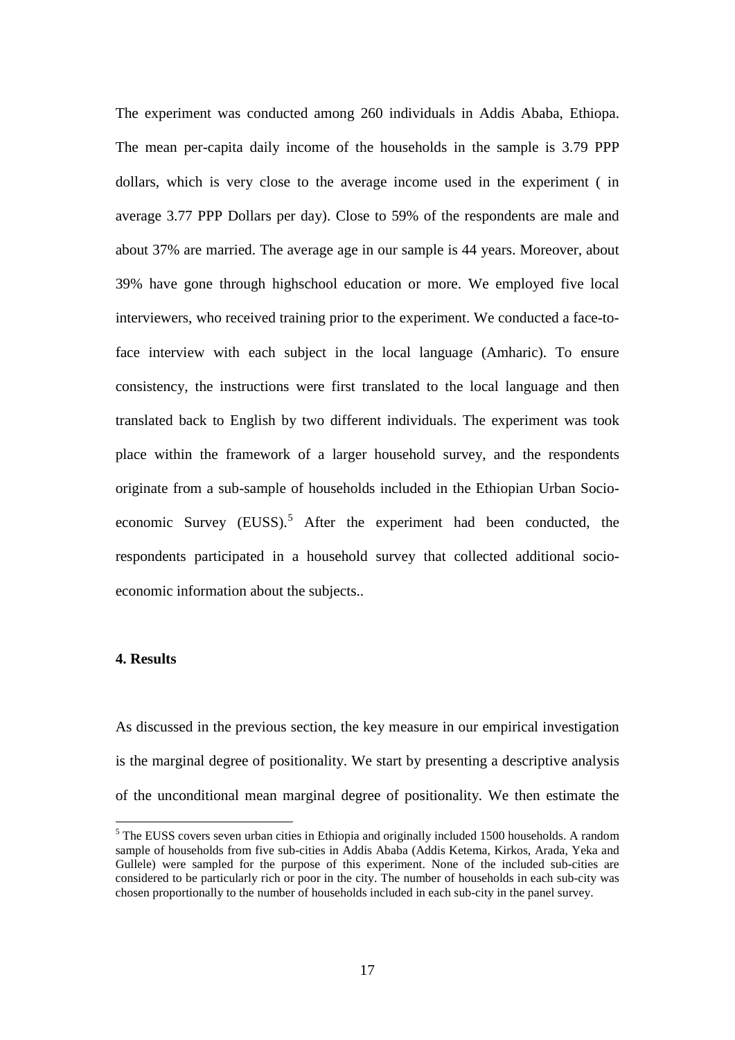The experiment was conducted among 260 individuals in Addis Ababa, Ethiopa. The mean per-capita daily income of the households in the sample is 3.79 PPP dollars, which is very close to the average income used in the experiment ( in average 3.77 PPP Dollars per day). Close to 59% of the respondents are male and about 37% are married. The average age in our sample is 44 years. Moreover, about 39% have gone through highschool education or more. We employed five local interviewers, who received training prior to the experiment. We conducted a face-to-face interview with each subject in the local language (Amharic). To ensure consistency, the instructions were first translated to the local language and then translated back to English by two different individuals. The experiment was took place within the framework of a larger household survey, and the respondents originate from a sub-sample of households included in the Ethiopian Urban Socio-economic Survey (EUSS).[5] After the experiment had been conducted, the respondents participated in a household survey that collected additional socio-economic information about the subjects..

**4. Results**

As discussed in the previous section, the key measure in our empirical investigation is the marginal degree of positionality. We start by presenting a descriptive analysis of the unconditional mean marginal degree of positionality. We then estimate the

[5] The EUSS covers seven urban cities in Ethiopia and originally included 1500 households. A random sample of households from five sub-cities in Addis Ababa (Addis Ketema, Kirkos, Arada, Yeka and Gullele) were sampled for the purpose of this experiment. None of the included sub-cities are considered to be particularly rich or poor in the city. The number of households in each sub-city was chosen proportionally to the number of households included in each sub-city in the panel survey.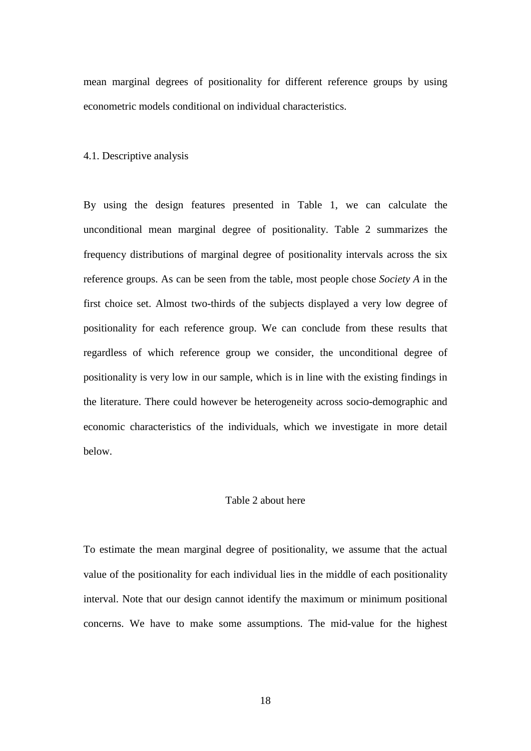mean marginal degrees of positionality for different reference groups by using econometric models conditional on individual characteristics.

### 4.1. Descriptive analysis

By using the design features presented in Table 1, we can calculate the unconditional mean marginal degree of positionality. Table 2 summarizes the frequency distributions of marginal degree of positionality intervals across the six reference groups. As can be seen from the table, most people chose *Society A* in the first choice set. Almost two-thirds of the subjects displayed a very low degree of positionality for each reference group. We can conclude from these results that regardless of which reference group we consider, the unconditional degree of positionality is very low in our sample, which is in line with the existing findings in the literature. There could however be heterogeneity across socio-demographic and economic characteristics of the individuals, which we investigate in more detail below.

Table 2 about here

To estimate the mean marginal degree of positionality, we assume that the actual value of the positionality for each individual lies in the middle of each positionality interval. Note that our design cannot identify the maximum or minimum positional concerns. We have to make some assumptions. The mid-value for the highest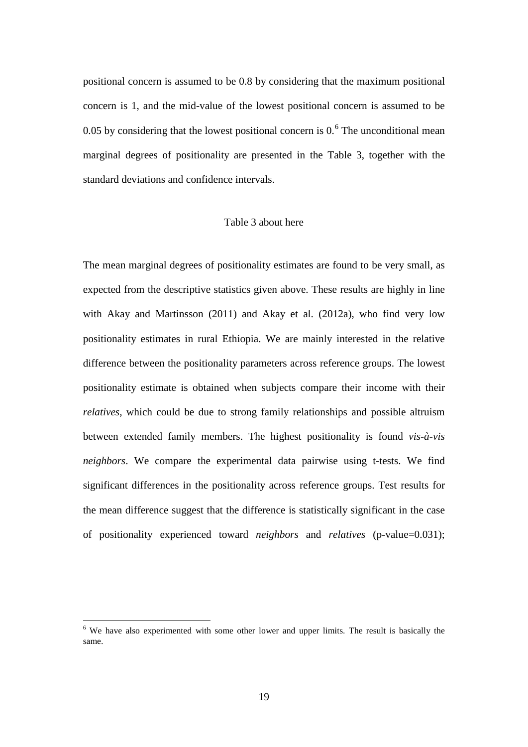positional concern is assumed to be 0.8 by considering that the maximum positional concern is 1, and the mid-value of the lowest positional concern is assumed to be 0.05 by considering that the lowest positional concern is 0.[6] The unconditional mean marginal degrees of positionality are presented in the Table 3, together with the standard deviations and confidence intervals.

Table 3 about here

The mean marginal degrees of positionality estimates are found to be very small, as expected from the descriptive statistics given above. These results are highly in line with Akay and Martinsson (2011) and Akay et al. (2012a), who find very low positionality estimates in rural Ethiopia. We are mainly interested in the relative difference between the positionality parameters across reference groups. The lowest positionality estimate is obtained when subjects compare their income with their *relatives*, which could be due to strong family relationships and possible altruism between extended family members. The highest positionality is found *vis-à-vis neighbors*. We compare the experimental data pairwise using t-tests. We find significant differences in the positionality across reference groups. Test results for the mean difference suggest that the difference is statistically significant in the case of positionality experienced toward *neighbors* and *relatives* (p-value=0.031);

[6] We have also experimented with some other lower and upper limits. The result is basically the same.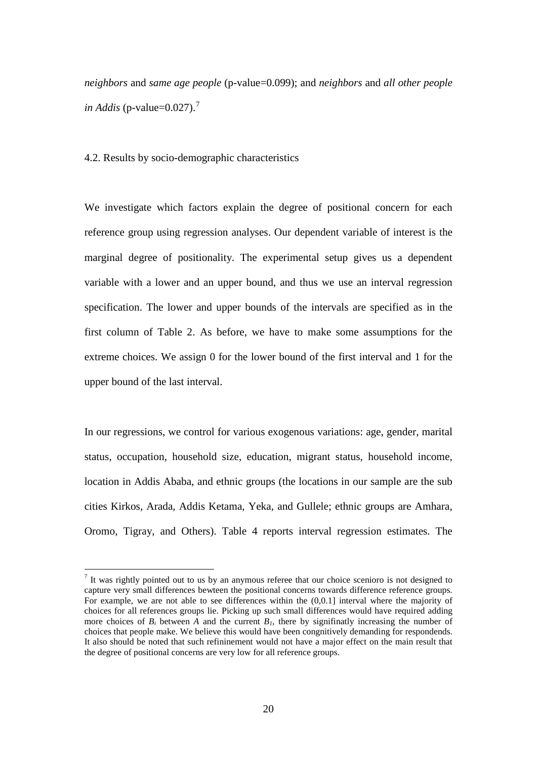*neighbors* and *same age people* (p-value=0.099); and *neighbors* and *all other people in Addis* (p-value=0.027).[7]

4.2. Results by socio-demographic characteristics

We investigate which factors explain the degree of positional concern for each reference group using regression analyses. Our dependent variable of interest is the marginal degree of positionality. The experimental setup gives us a dependent variable with a lower and an upper bound, and thus we use an interval regression specification. The lower and upper bounds of the intervals are specified as in the first column of Table 2. As before, we have to make some assumptions for the extreme choices. We assign 0 for the lower bound of the first interval and 1 for the upper bound of the last interval.

In our regressions, we control for various exogenous variations: age, gender, marital status, occupation, household size, education, migrant status, household income, location in Addis Ababa, and ethnic groups (the locations in our sample are the sub cities Kirkos, Arada, Addis Ketama, Yeka, and Gullele; ethnic groups are Amhara, Oromo, Tigray, and Others). Table 4 reports interval regression estimates. The

[7] It was rightly pointed out to us by an anymous referee that our choice scenioro is not designed to capture very small differences bewteen the positional concerns towards difference reference groups. For example, we are not able to see differences within the (0,0.1] interval where the majority of choices for all references groups lie. Picking up such small differences would have required adding more choices of $B_i$ between $A$ and the current $B_1$, there by signifinatly increasing the number of choices that people make. We believe this would have been congnitively demanding for respondends. It also should be noted that such refininement would not have a major effect on the main result that the degree of positional concerns are very low for all reference groups.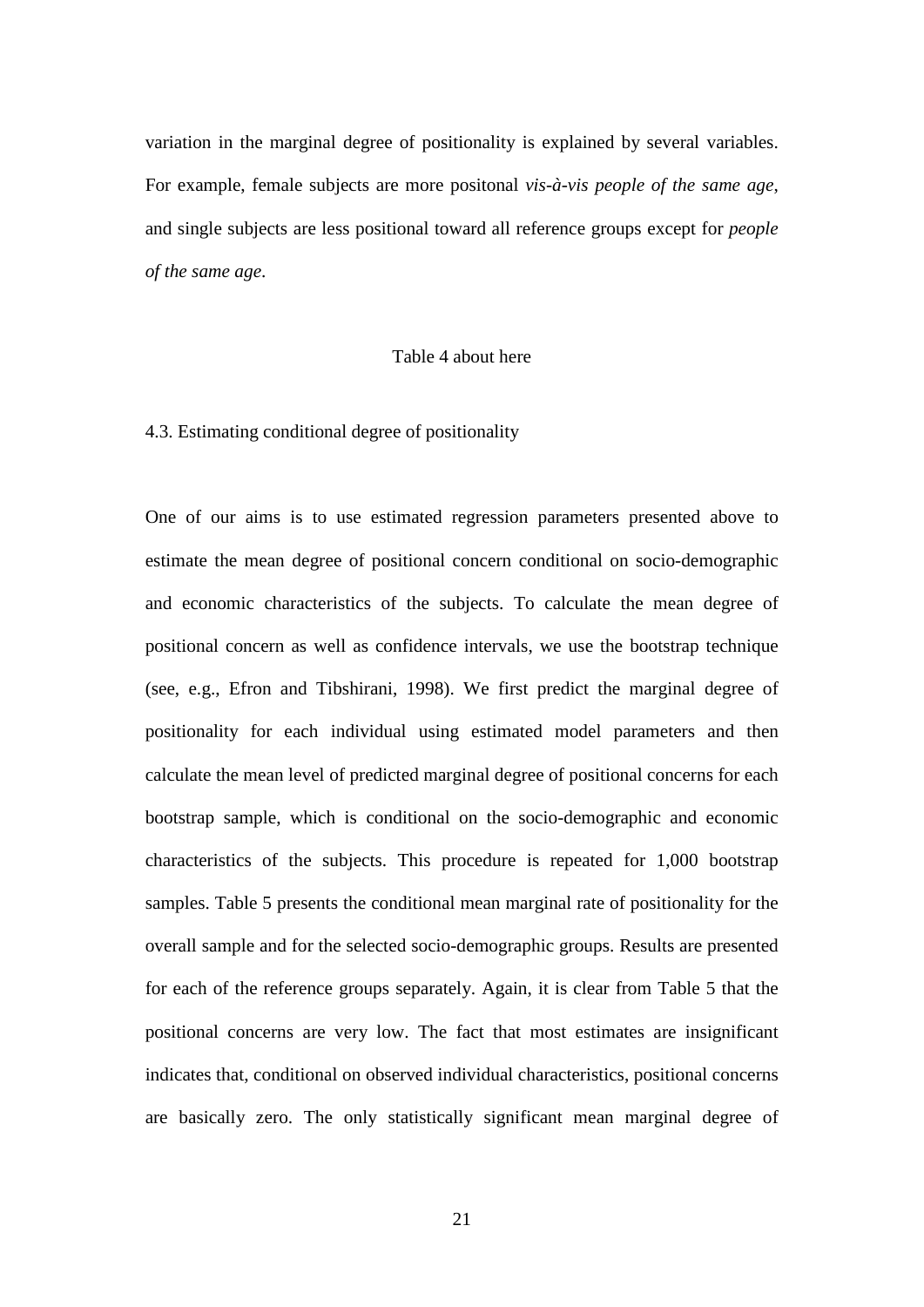variation in the marginal degree of positionality is explained by several variables. For example, female subjects are more positonal *vis-à-vis people of the same age*, and single subjects are less positional toward all reference groups except for *people of the same age*.

Table 4 about here

4.3. Estimating conditional degree of positionality

One of our aims is to use estimated regression parameters presented above to estimate the mean degree of positional concern conditional on socio-demographic and economic characteristics of the subjects. To calculate the mean degree of positional concern as well as confidence intervals, we use the bootstrap technique (see, e.g., Efron and Tibshirani, 1998). We first predict the marginal degree of positionality for each individual using estimated model parameters and then calculate the mean level of predicted marginal degree of positional concerns for each bootstrap sample, which is conditional on the socio-demographic and economic characteristics of the subjects. This procedure is repeated for 1,000 bootstrap samples. Table 5 presents the conditional mean marginal rate of positionality for the overall sample and for the selected socio-demographic groups. Results are presented for each of the reference groups separately. Again, it is clear from Table 5 that the positional concerns are very low. The fact that most estimates are insignificant indicates that, conditional on observed individual characteristics, positional concerns are basically zero. The only statistically significant mean marginal degree of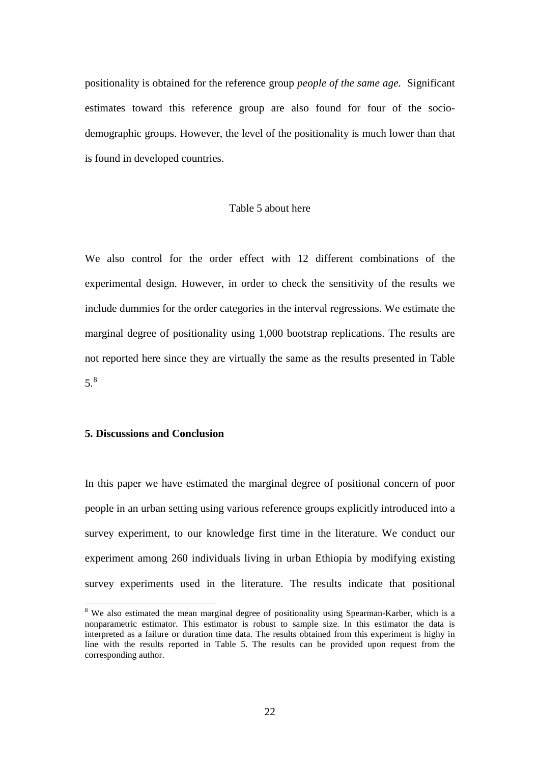positionality is obtained for the reference group *people of the same age*. Significant estimates toward this reference group are also found for four of the socio-demographic groups. However, the level of the positionality is much lower than that is found in developed countries.

Table 5 about here

We also control for the order effect with 12 different combinations of the experimental design. However, in order to check the sensitivity of the results we include dummies for the order categories in the interval regressions. We estimate the marginal degree of positionality using 1,000 bootstrap replications. The results are not reported here since they are virtually the same as the results presented in Table 5.[8]

## 5. Discussions and Conclusion

In this paper we have estimated the marginal degree of positional concern of poor people in an urban setting using various reference groups explicitly introduced into a survey experiment, to our knowledge first time in the literature. We conduct our experiment among 260 individuals living in urban Ethiopia by modifying existing survey experiments used in the literature. The results indicate that positional

[8] We also estimated the mean marginal degree of positionality using Spearman-Karber, which is a nonparametric estimator. This estimator is robust to sample size. In this estimator the data is interpreted as a failure or duration time data. The results obtained from this experiment is highy in line with the results reported in Table 5. The results can be provided upon request from the corresponding author.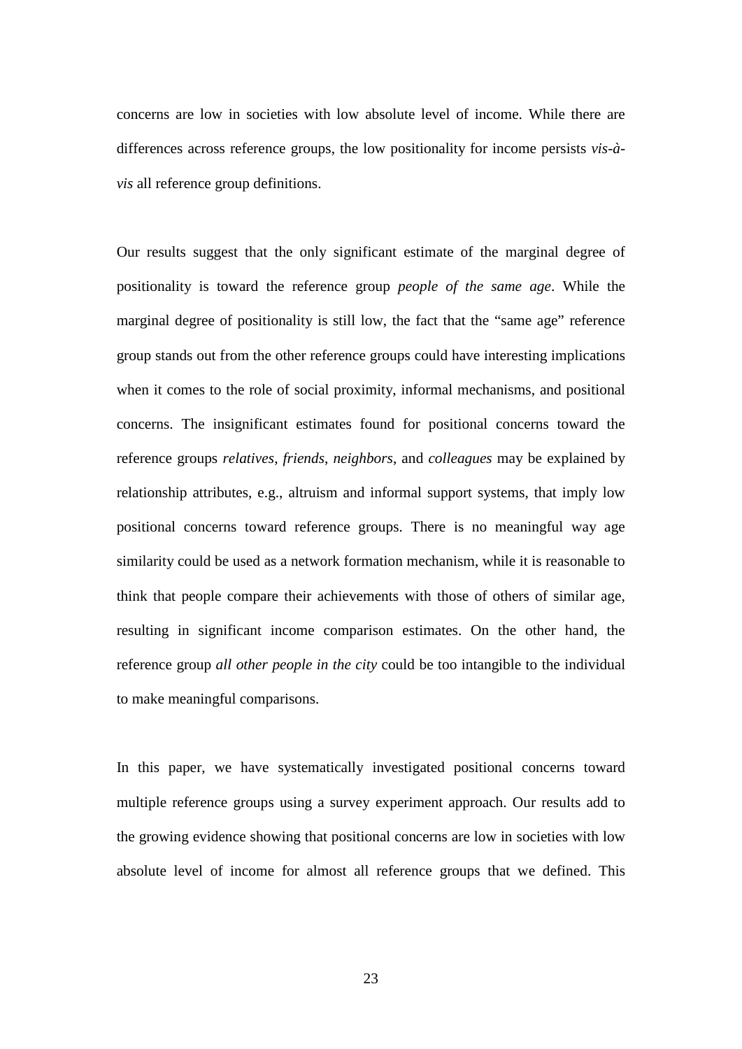concerns are low in societies with low absolute level of income. While there are differences across reference groups, the low positionality for income persists *vis-à-vis* all reference group definitions.

Our results suggest that the only significant estimate of the marginal degree of positionality is toward the reference group *people of the same age*. While the marginal degree of positionality is still low, the fact that the "same age" reference group stands out from the other reference groups could have interesting implications when it comes to the role of social proximity, informal mechanisms, and positional concerns. The insignificant estimates found for positional concerns toward the reference groups *relatives*, *friends*, *neighbors*, and *colleagues* may be explained by relationship attributes, e.g., altruism and informal support systems, that imply low positional concerns toward reference groups. There is no meaningful way age similarity could be used as a network formation mechanism, while it is reasonable to think that people compare their achievements with those of others of similar age, resulting in significant income comparison estimates. On the other hand, the reference group *all other people in the city* could be too intangible to the individual to make meaningful comparisons.

In this paper, we have systematically investigated positional concerns toward multiple reference groups using a survey experiment approach. Our results add to the growing evidence showing that positional concerns are low in societies with low absolute level of income for almost all reference groups that we defined. This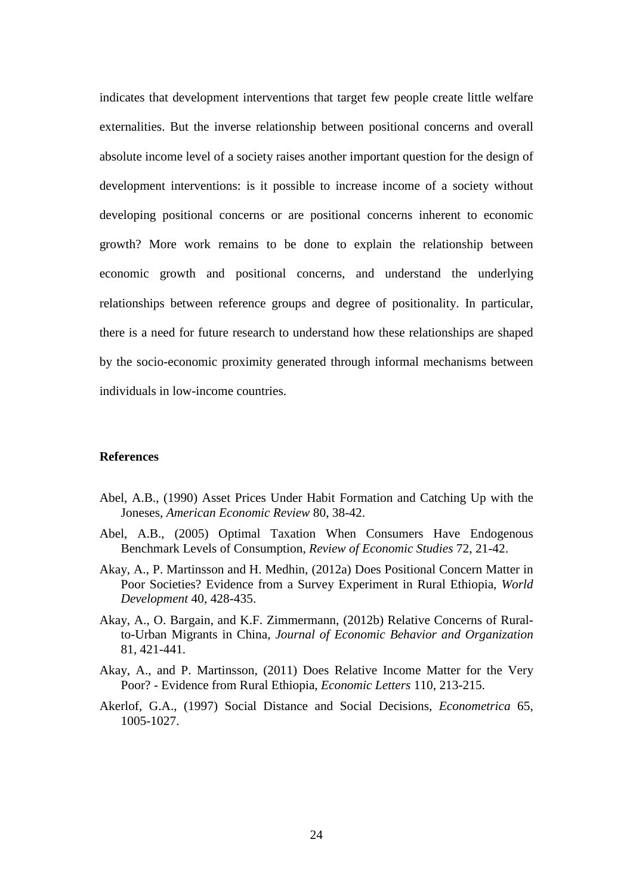indicates that development interventions that target few people create little welfare externalities. But the inverse relationship between positional concerns and overall absolute income level of a society raises another important question for the design of development interventions: is it possible to increase income of a society without developing positional concerns or are positional concerns inherent to economic growth? More work remains to be done to explain the relationship between economic growth and positional concerns, and understand the underlying relationships between reference groups and degree of positionality. In particular, there is a need for future research to understand how these relationships are shaped by the socio-economic proximity generated through informal mechanisms between individuals in low-income countries.

## References

Abel, A.B., (1990) Asset Prices Under Habit Formation and Catching Up with the Joneses, *American Economic Review* 80, 38-42.

Abel, A.B., (2005) Optimal Taxation When Consumers Have Endogenous Benchmark Levels of Consumption, *Review of Economic Studies* 72, 21-42.

Akay, A., P. Martinsson and H. Medhin, (2012a) Does Positional Concern Matter in Poor Societies? Evidence from a Survey Experiment in Rural Ethiopia, *World Development* 40, 428-435.

Akay, A., O. Bargain, and K.F. Zimmermann, (2012b) Relative Concerns of Rural-to-Urban Migrants in China, *Journal of Economic Behavior and Organization* 81, 421-441.

Akay, A., and P. Martinsson, (2011) Does Relative Income Matter for the Very Poor? - Evidence from Rural Ethiopia, *Economic Letters* 110, 213-215.

Akerlof, G.A., (1997) Social Distance and Social Decisions, *Econometrica* 65, 1005-1027.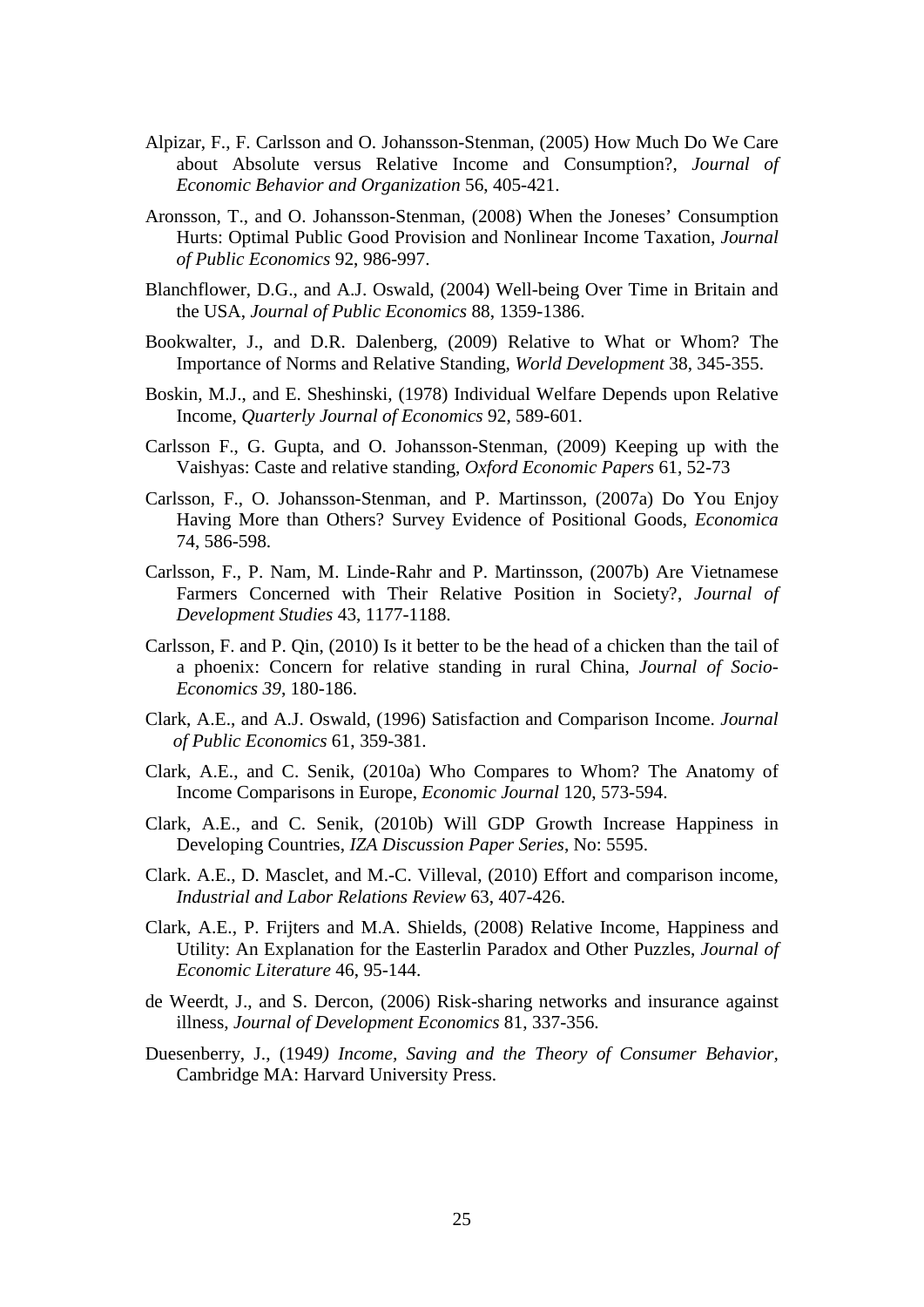Alpizar, F., F. Carlsson and O. Johansson-Stenman, (2005) How Much Do We Care about Absolute versus Relative Income and Consumption?, *Journal of Economic Behavior and Organization* 56, 405-421.

Aronsson, T., and O. Johansson-Stenman, (2008) When the Joneses' Consumption Hurts: Optimal Public Good Provision and Nonlinear Income Taxation, *Journal of Public Economics* 92, 986-997.

Blanchflower, D.G., and A.J. Oswald, (2004) Well-being Over Time in Britain and the USA, *Journal of Public Economics* 88, 1359-1386.

Bookwalter, J., and D.R. Dalenberg, (2009) Relative to What or Whom? The Importance of Norms and Relative Standing, *World Development* 38, 345-355.

Boskin, M.J., and E. Sheshinski, (1978) Individual Welfare Depends upon Relative Income, *Quarterly Journal of Economics* 92, 589-601.

Carlsson F., G. Gupta, and O. Johansson-Stenman, (2009) Keeping up with the Vaishyas: Caste and relative standing, *Oxford Economic Papers* 61, 52-73

Carlsson, F., O. Johansson-Stenman, and P. Martinsson, (2007a) Do You Enjoy Having More than Others? Survey Evidence of Positional Goods, *Economica* 74, 586-598.

Carlsson, F., P. Nam, M. Linde-Rahr and P. Martinsson, (2007b) Are Vietnamese Farmers Concerned with Their Relative Position in Society?, *Journal of Development Studies* 43, 1177-1188.

Carlsson, F. and P. Qin, (2010) Is it better to be the head of a chicken than the tail of a phoenix: Concern for relative standing in rural China, *Journal of Socio-Economics 39*, 180-186.

Clark, A.E., and A.J. Oswald, (1996) Satisfaction and Comparison Income. *Journal of Public Economics* 61, 359-381.

Clark, A.E., and C. Senik, (2010a) Who Compares to Whom? The Anatomy of Income Comparisons in Europe, *Economic Journal* 120, 573-594.

Clark, A.E., and C. Senik, (2010b) Will GDP Growth Increase Happiness in Developing Countries, *IZA Discussion Paper Series*, No: 5595.

Clark. A.E., D. Masclet, and M.-C. Villeval, (2010) Effort and comparison income, *Industrial and Labor Relations Review* 63, 407-426.

Clark, A.E., P. Frijters and M.A. Shields, (2008) Relative Income, Happiness and Utility: An Explanation for the Easterlin Paradox and Other Puzzles, *Journal of Economic Literature* 46, 95-144.

de Weerdt, J., and S. Dercon, (2006) Risk-sharing networks and insurance against illness, *Journal of Development Economics* 81, 337-356.

Duesenberry, J., (1949*) Income, Saving and the Theory of Consumer Behavior*, Cambridge MA: Harvard University Press.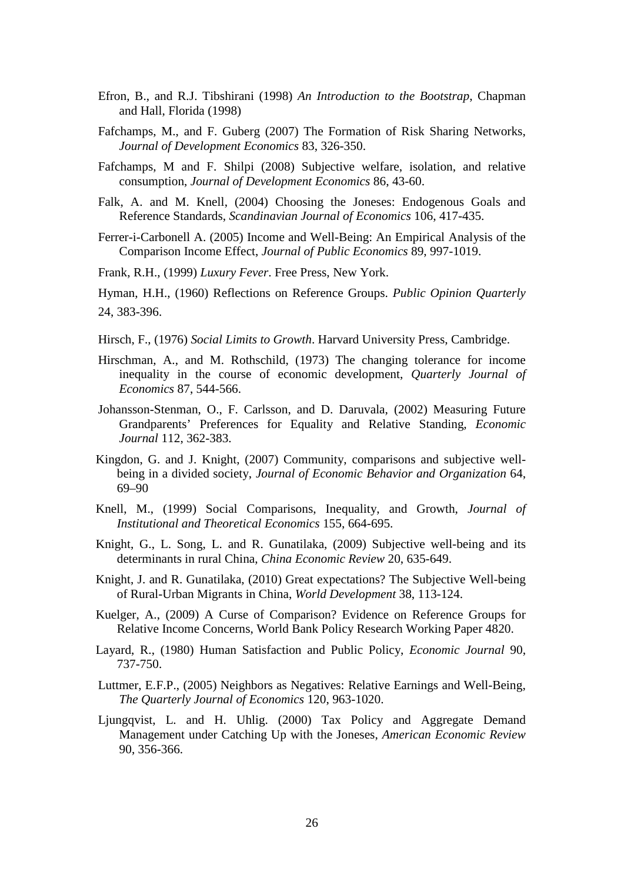Efron, B., and R.J. Tibshirani (1998) *An Introduction to the Bootstrap*, Chapman and Hall, Florida (1998)

Fafchamps, M., and F. Guberg (2007) The Formation of Risk Sharing Networks, *Journal of Development Economics* 83, 326-350.

Fafchamps, M and F. Shilpi (2008) Subjective welfare, isolation, and relative consumption, *Journal of Development Economics* 86, 43-60.

Falk, A. and M. Knell, (2004) Choosing the Joneses: Endogenous Goals and Reference Standards, *Scandinavian Journal of Economics* 106, 417-435.

Ferrer-i-Carbonell A. (2005) Income and Well-Being: An Empirical Analysis of the Comparison Income Effect, *Journal of Public Economics* 89, 997-1019.

Frank, R.H., (1999) *Luxury Fever*. Free Press, New York.

Hyman, H.H., (1960) Reflections on Reference Groups. *Public Opinion Quarterly* 24, 383-396.

Hirsch, F., (1976) *Social Limits to Growth*. Harvard University Press, Cambridge.

Hirschman, A., and M. Rothschild, (1973) The changing tolerance for income inequality in the course of economic development, *Quarterly Journal of Economics* 87, 544-566.

Johansson-Stenman, O., F. Carlsson, and D. Daruvala, (2002) Measuring Future Grandparents' Preferences for Equality and Relative Standing, *Economic Journal* 112, 362-383.

Kingdon, G. and J. Knight, (2007) Community, comparisons and subjective well-being in a divided society, *Journal of Economic Behavior and Organization* 64, 69–90

Knell, M., (1999) Social Comparisons, Inequality, and Growth, *Journal of Institutional and Theoretical Economics* 155, 664-695.

Knight, G., L. Song, L. and R. Gunatilaka, (2009) Subjective well-being and its determinants in rural China, *China Economic Review* 20, 635-649.

Knight, J. and R. Gunatilaka, (2010) Great expectations? The Subjective Well-being of Rural-Urban Migrants in China, *World Development* 38, 113-124.

Kuelger, A., (2009) A Curse of Comparison? Evidence on Reference Groups for Relative Income Concerns, World Bank Policy Research Working Paper 4820.

Layard, R., (1980) Human Satisfaction and Public Policy, *Economic Journal* 90, 737-750.

Luttmer, E.F.P., (2005) Neighbors as Negatives: Relative Earnings and Well-Being, *The Quarterly Journal of Economics* 120, 963-1020.

Ljungqvist, L. and H. Uhlig. (2000) Tax Policy and Aggregate Demand Management under Catching Up with the Joneses, *American Economic Review* 90, 356-366.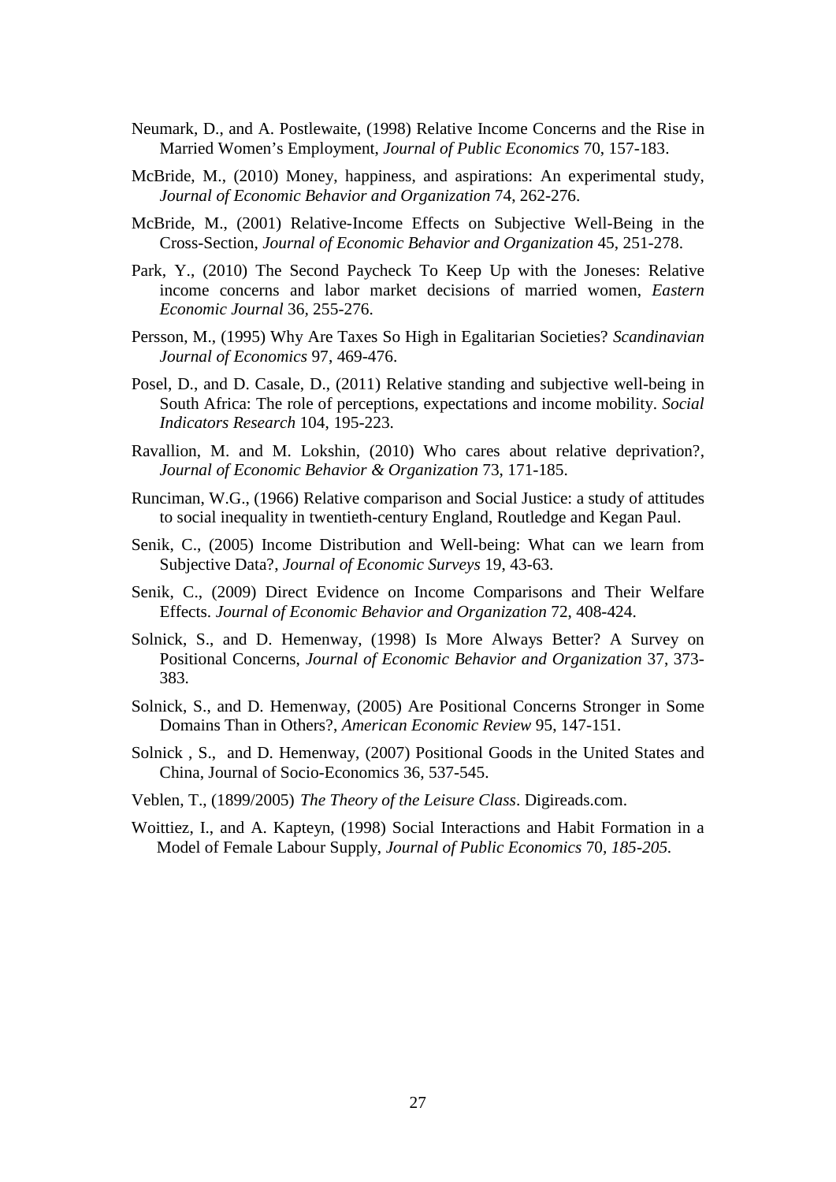Neumark, D., and A. Postlewaite, (1998) Relative Income Concerns and the Rise in Married Women's Employment, *Journal of Public Economics* 70, 157-183.

McBride, M., (2010) Money, happiness, and aspirations: An experimental study, *Journal of Economic Behavior and Organization* 74, 262-276.

McBride, M., (2001) Relative-Income Effects on Subjective Well-Being in the Cross-Section, *Journal of Economic Behavior and Organization* 45, 251-278.

Park, Y., (2010) The Second Paycheck To Keep Up with the Joneses: Relative income concerns and labor market decisions of married women, *Eastern Economic Journal* 36, 255-276.

Persson, M., (1995) Why Are Taxes So High in Egalitarian Societies? *Scandinavian Journal of Economics* 97, 469-476.

Posel, D., and D. Casale, D., (2011) Relative standing and subjective well-being in South Africa: The role of perceptions, expectations and income mobility. *Social Indicators Research* 104, 195-223.

Ravallion, M. and M. Lokshin, (2010) Who cares about relative deprivation?, *Journal of Economic Behavior & Organization* 73, 171-185.

Runciman, W.G., (1966) Relative comparison and Social Justice: a study of attitudes to social inequality in twentieth-century England, Routledge and Kegan Paul.

Senik, C., (2005) Income Distribution and Well-being: What can we learn from Subjective Data?, *Journal of Economic Surveys* 19, 43-63.

Senik, C., (2009) Direct Evidence on Income Comparisons and Their Welfare Effects. *Journal of Economic Behavior and Organization* 72, 408-424.

Solnick, S., and D. Hemenway, (1998) Is More Always Better? A Survey on Positional Concerns, *Journal of Economic Behavior and Organization* 37, 373-383.

Solnick, S., and D. Hemenway, (2005) Are Positional Concerns Stronger in Some Domains Than in Others?, *American Economic Review* 95, 147-151.

Solnick , S., and D. Hemenway, (2007) Positional Goods in the United States and China, Journal of Socio-Economics 36, 537-545.

Veblen, T., (1899/2005) *The Theory of the Leisure Class*. Digireads.com.

Woittiez, I., and A. Kapteyn, (1998) Social Interactions and Habit Formation in a Model of Female Labour Supply, *Journal of Public Economics* 70, *185-205.*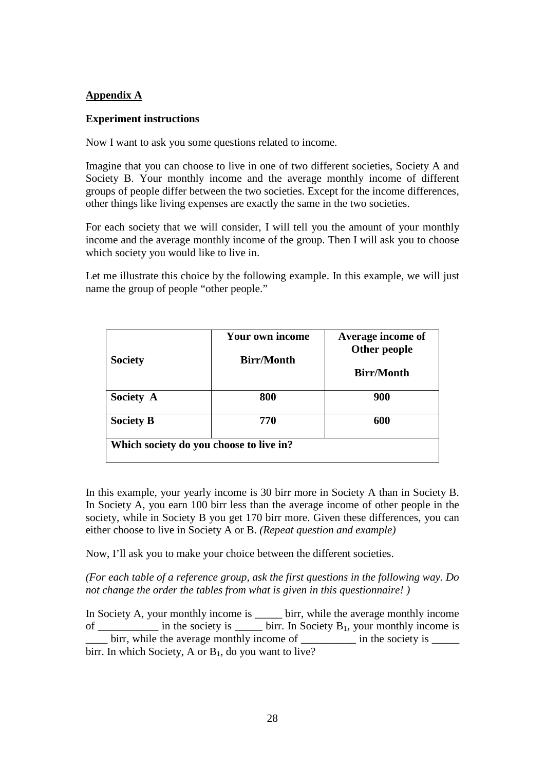## Appendix A

**Experiment instructions**

Now I want to ask you some questions related to income.

Imagine that you can choose to live in one of two different societies, Society A and Society B. Your monthly income and the average monthly income of different groups of people differ between the two societies. Except for the income differences, other things like living expenses are exactly the same in the two societies.

For each society that we will consider, I will tell you the amount of your monthly income and the average monthly income of the group. Then I will ask you to choose which society you would like to live in.

Let me illustrate this choice by the following example. In this example, we will just name the group of people "other people."

| **Society** | **Your own income Birr/Month** | **Average income of Other people Birr/Month** |
|---|---|---|
| **Society A** | **800** | **900** |
| **Society B** | **770** | **600** |
| **Which society do you choose to live in?** | | |

In this example, your yearly income is 30 birr more in Society A than in Society B. In Society A, you earn 100 birr less than the average income of other people in the society, while in Society B you get 170 birr more. Given these differences, you can either choose to live in Society A or B. *(Repeat question and example)*

Now, I'll ask you to make your choice between the different societies.

*(For each table of a reference group, ask the first questions in the following way. Do not change the order the tables from what is given in this questionnaire! )*

In Society A, your monthly income is _____ birr, while the average monthly income of ___________ in the society is _____ birr. In Society $B_1$, your monthly income is ____ birr, while the average monthly income of __________ in the society is _____ birr. In which Society, A or $B_1$, do you want to live?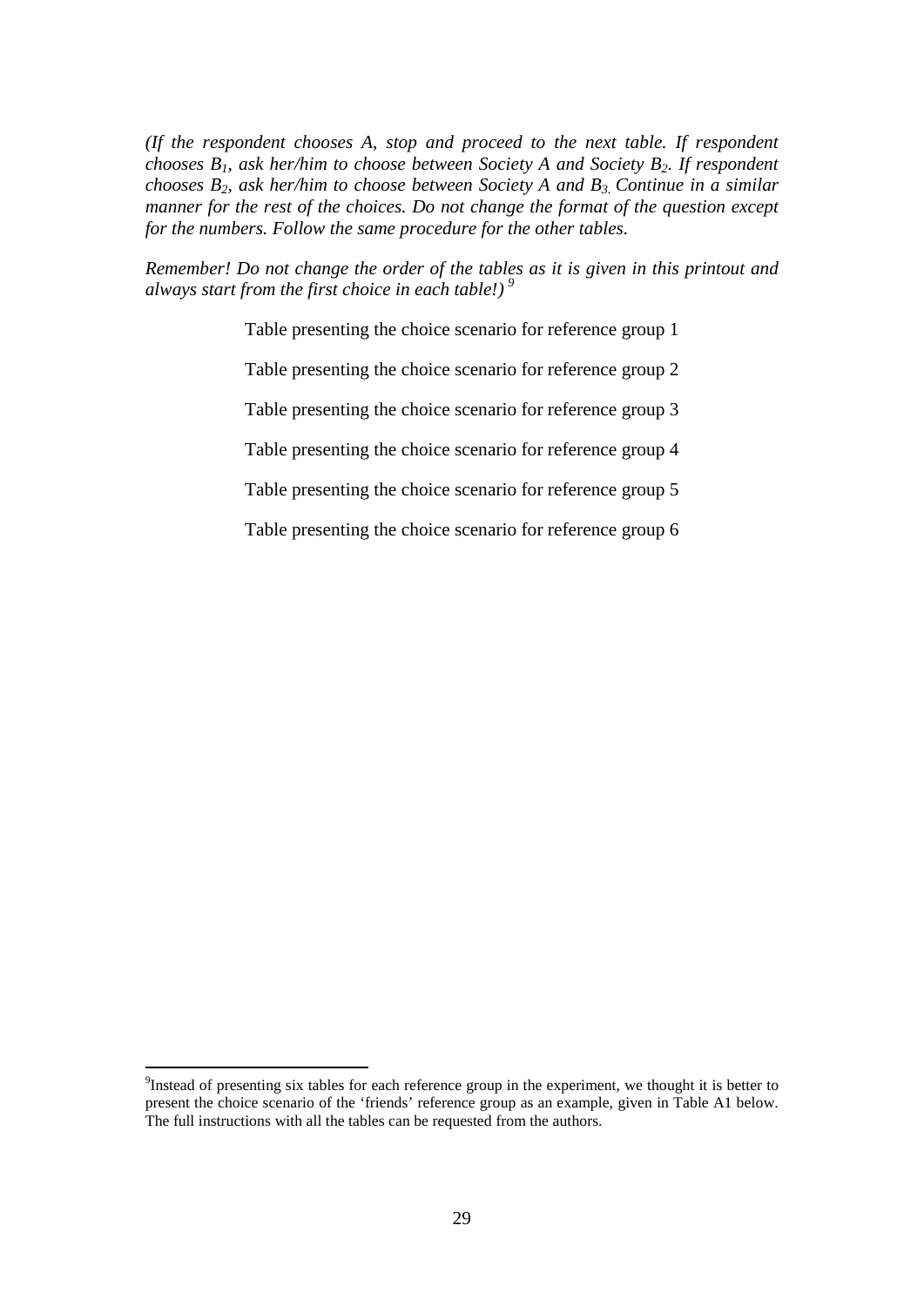*(If the respondent chooses A, stop and proceed to the next table. If respondent chooses $B_1$, ask her/him to choose between Society A and Society $B_2$. If respondent chooses $B_2$, ask her/him to choose between Society A and $B_3$. Continue in a similar manner for the rest of the choices. Do not change the format of the question except for the numbers. Follow the same procedure for the other tables.*

*Remember! Do not change the order of the tables as it is given in this printout and always start from the first choice in each table!)* [9]

Table presenting the choice scenario for reference group 1

Table presenting the choice scenario for reference group 2

Table presenting the choice scenario for reference group 3

Table presenting the choice scenario for reference group 4

Table presenting the choice scenario for reference group 5

Table presenting the choice scenario for reference group 6

---

[9] Instead of presenting six tables for each reference group in the experiment, we thought it is better to present the choice scenario of the 'friends' reference group as an example, given in Table A1 below. The full instructions with all the tables can be requested from the authors.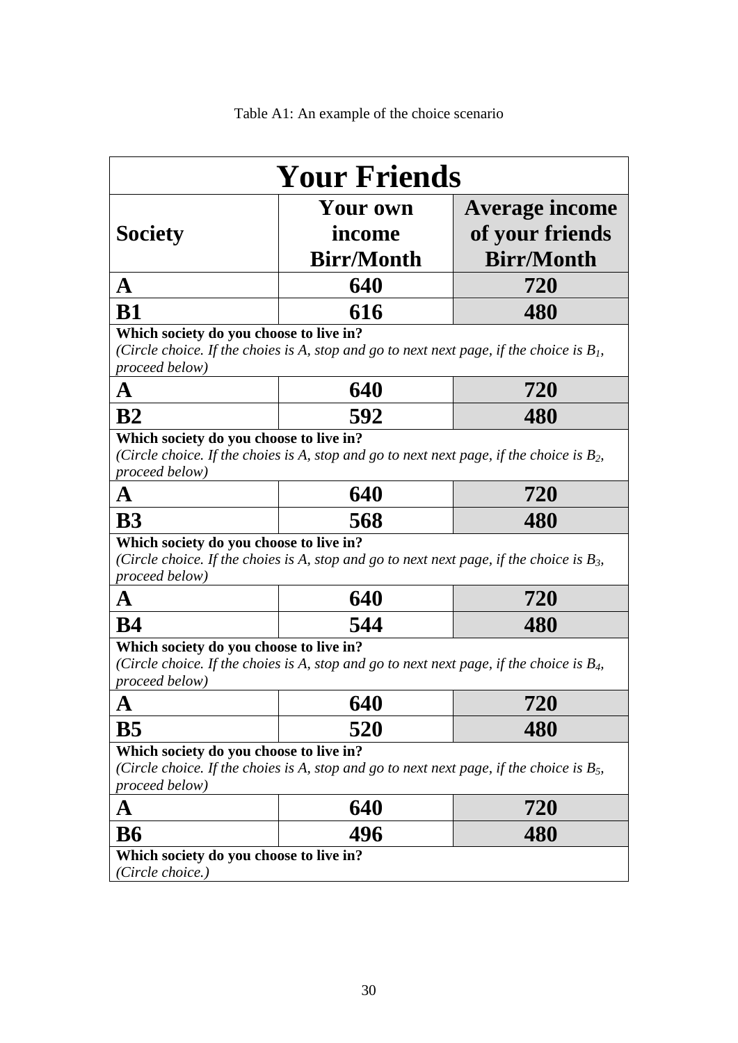Table A1: An example of the choice scenario

| **Your Friends** | | |
|---|---|---|
| **Society** | **Your own income Birr/Month** | **Average income of your friends Birr/Month** |
| **A** | **640** | **720** |
| **B1** | **616** | **480** |
| **Which society do you choose to live in?** *(Circle choice. If the choies is A, stop and go to next next page, if the choice is $B_1$, proceed below)* | | |
| **A** | **640** | **720** |
| **B2** | **592** | **480** |
| **Which society do you choose to live in?** *(Circle choice. If the choies is A, stop and go to next next page, if the choice is $B_2$, proceed below)* | | |
| **A** | **640** | **720** |
| **B3** | **568** | **480** |
| **Which society do you choose to live in?** *(Circle choice. If the choies is A, stop and go to next next page, if the choice is $B_3$, proceed below)* | | |
| **A** | **640** | **720** |
| **B4** | **544** | **480** |
| **Which society do you choose to live in?** *(Circle choice. If the choies is A, stop and go to next next page, if the choice is $B_4$, proceed below)* | | |
| **A** | **640** | **720** |
| **B5** | **520** | **480** |
| **Which society do you choose to live in?** *(Circle choice. If the choies is A, stop and go to next next page, if the choice is $B_5$, proceed below)* | | |
| **A** | **640** | **720** |
| **B6** | **496** | **480** |
| **Which society do you choose to live in?** *(Circle choice.)* | | |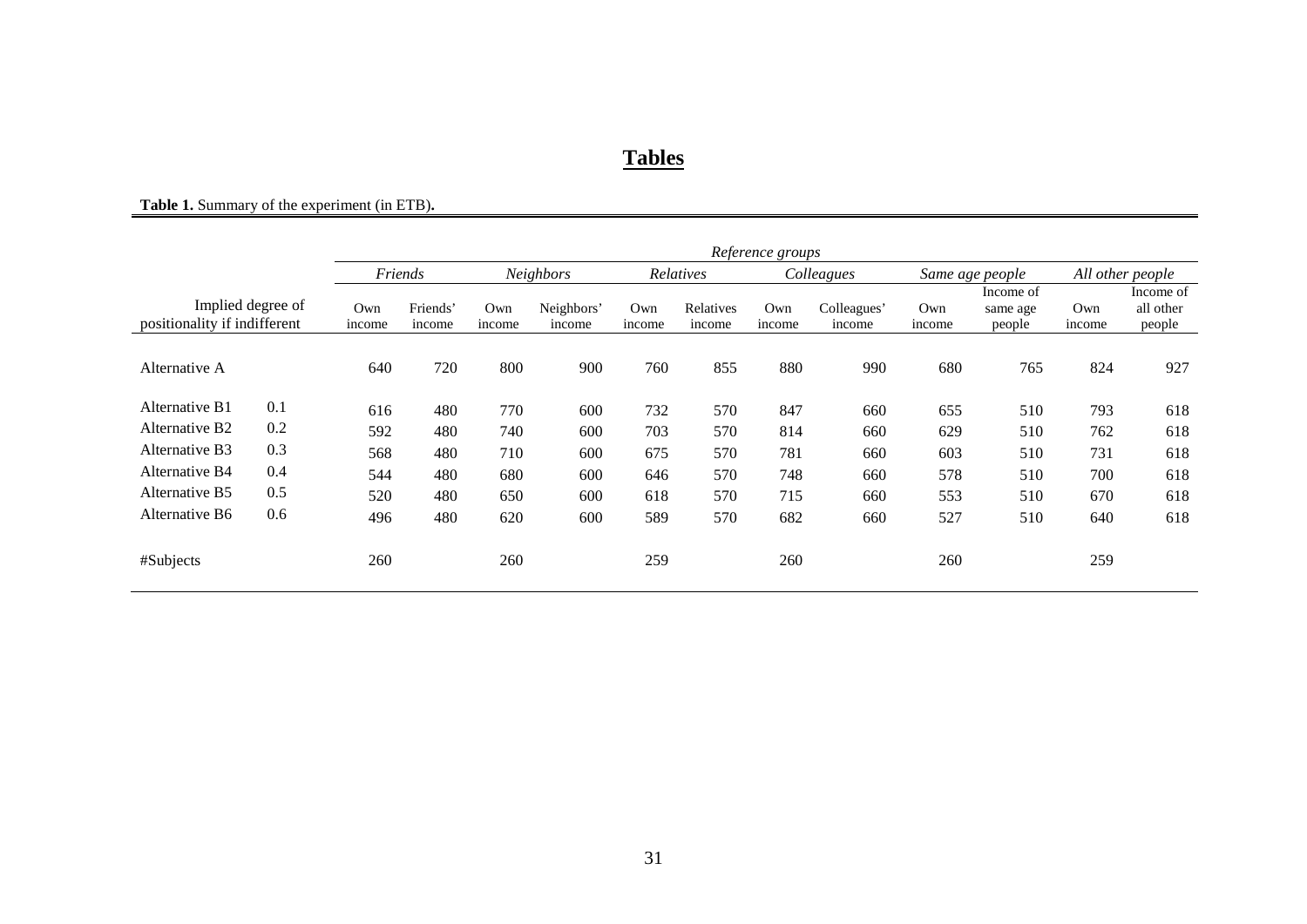## **Tables**

**Table 1.** Summary of the experiment (in ETB)**.**

| | | *Reference groups* | | | | | | | | | | | |
|---|---|---|---|---|---|---|---|---|---|---|---|---|---|
| | | *Friends* | | *Neighbors* | | *Relatives* | | *Colleagues* | | *Same age people* | | *All other people* | |
| Implied degree of positionality if indifferent | | Own income | Friends' income | Own income | Neighbors' income | Own income | Relatives income | Own income | Colleagues' income | Own income | Income of same age people | Own income | Income of all other people |
| Alternative A | | 640 | 720 | 800 | 900 | 760 | 855 | 880 | 990 | 680 | 765 | 824 | 927 |
| Alternative B1 | 0.1 | 616 | 480 | 770 | 600 | 732 | 570 | 847 | 660 | 655 | 510 | 793 | 618 |
| Alternative B2 | 0.2 | 592 | 480 | 740 | 600 | 703 | 570 | 814 | 660 | 629 | 510 | 762 | 618 |
| Alternative B3 | 0.3 | 568 | 480 | 710 | 600 | 675 | 570 | 781 | 660 | 603 | 510 | 731 | 618 |
| Alternative B4 | 0.4 | 544 | 480 | 680 | 600 | 646 | 570 | 748 | 660 | 578 | 510 | 700 | 618 |
| Alternative B5 | 0.5 | 520 | 480 | 650 | 600 | 618 | 570 | 715 | 660 | 553 | 510 | 670 | 618 |
| Alternative B6 | 0.6 | 496 | 480 | 620 | 600 | 589 | 570 | 682 | 660 | 527 | 510 | 640 | 618 |
| #Subjects | | 260 | | 260 | | 259 | | 260 | | 260 | | 259 | |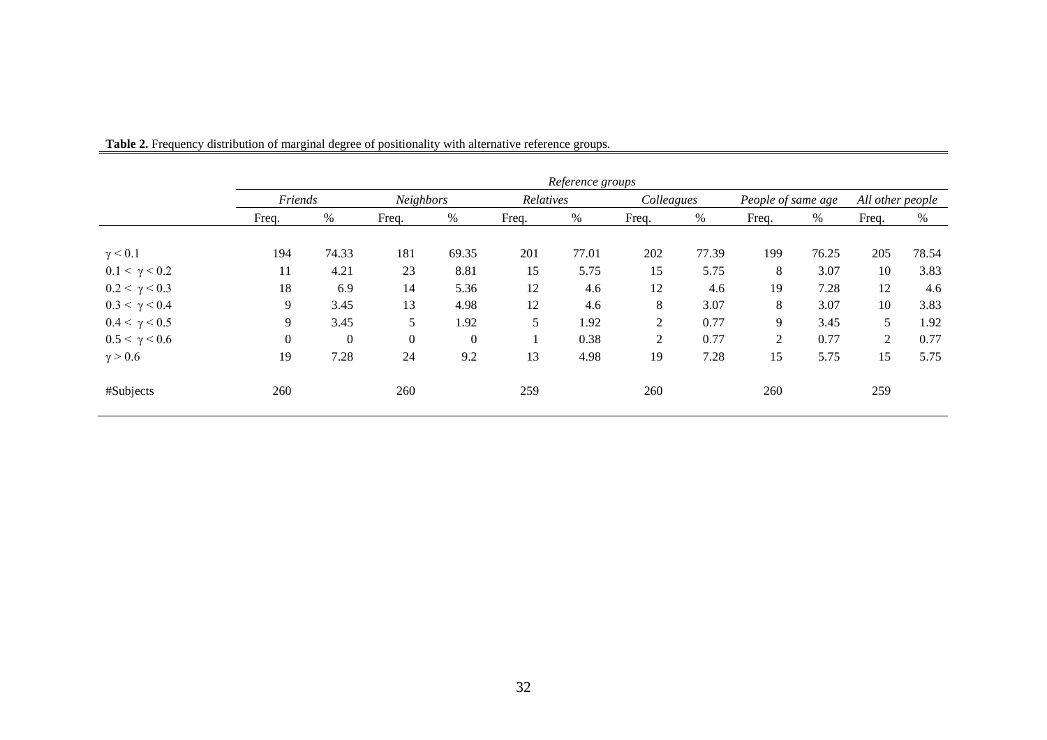**Table 2.** Frequency distribution of marginal degree of positionality with alternative reference groups.

| | *Reference groups* | | | | | | | | | | | |
|---|---|---|---|---|---|---|---|---|---|---|---|---|
| | *Friends* | | *Neighbors* | | *Relatives* | | *Colleagues* | | *People of same age* | | *All other people* | |
| | Freq. | % | Freq. | % | Freq. | % | Freq. | % | Freq. | % | Freq. | % |
| $\gamma < 0.1$ | 194 | 74.33 | 181 | 69.35 | 201 | 77.01 | 202 | 77.39 | 199 | 76.25 | 205 | 78.54 |
| $0.1 < \gamma < 0.2$ | 11 | 4.21 | 23 | 8.81 | 15 | 5.75 | 15 | 5.75 | 8 | 3.07 | 10 | 3.83 |
| $0.2 < \gamma < 0.3$ | 18 | 6.9 | 14 | 5.36 | 12 | 4.6 | 12 | 4.6 | 19 | 7.28 | 12 | 4.6 |
| $0.3 < \gamma < 0.4$ | 9 | 3.45 | 13 | 4.98 | 12 | 4.6 | 8 | 3.07 | 8 | 3.07 | 10 | 3.83 |
| $0.4 < \gamma < 0.5$ | 9 | 3.45 | 5 | 1.92 | 5 | 1.92 | 2 | 0.77 | 9 | 3.45 | 5 | 1.92 |
| $0.5 < \gamma < 0.6$ | 0 | 0 | 0 | 0 | 1 | 0.38 | 2 | 0.77 | 2 | 0.77 | 2 | 0.77 |
| $\gamma > 0.6$ | 19 | 7.28 | 24 | 9.2 | 13 | 4.98 | 19 | 7.28 | 15 | 5.75 | 15 | 5.75 |
| #Subjects | 260 | | 260 | | 259 | | 260 | | 260 | | 259 | |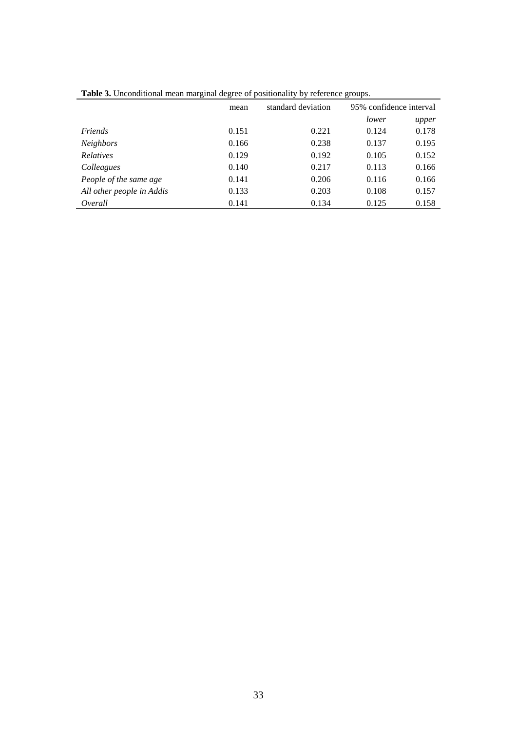**Table 3.** Unconditional mean marginal degree of positionality by reference groups.

| | mean | standard deviation | 95% confidence interval | |
|---|---|---|---|---|
| | | | *lower* | *upper* |
| *Friends* | 0.151 | 0.221 | 0.124 | 0.178 |
| *Neighbors* | 0.166 | 0.238 | 0.137 | 0.195 |
| *Relatives* | 0.129 | 0.192 | 0.105 | 0.152 |
| *Colleagues* | 0.140 | 0.217 | 0.113 | 0.166 |
| *People of the same age* | 0.141 | 0.206 | 0.116 | 0.166 |
| *All other people in Addis* | 0.133 | 0.203 | 0.108 | 0.157 |
| *Overall* | 0.141 | 0.134 | 0.125 | 0.158 |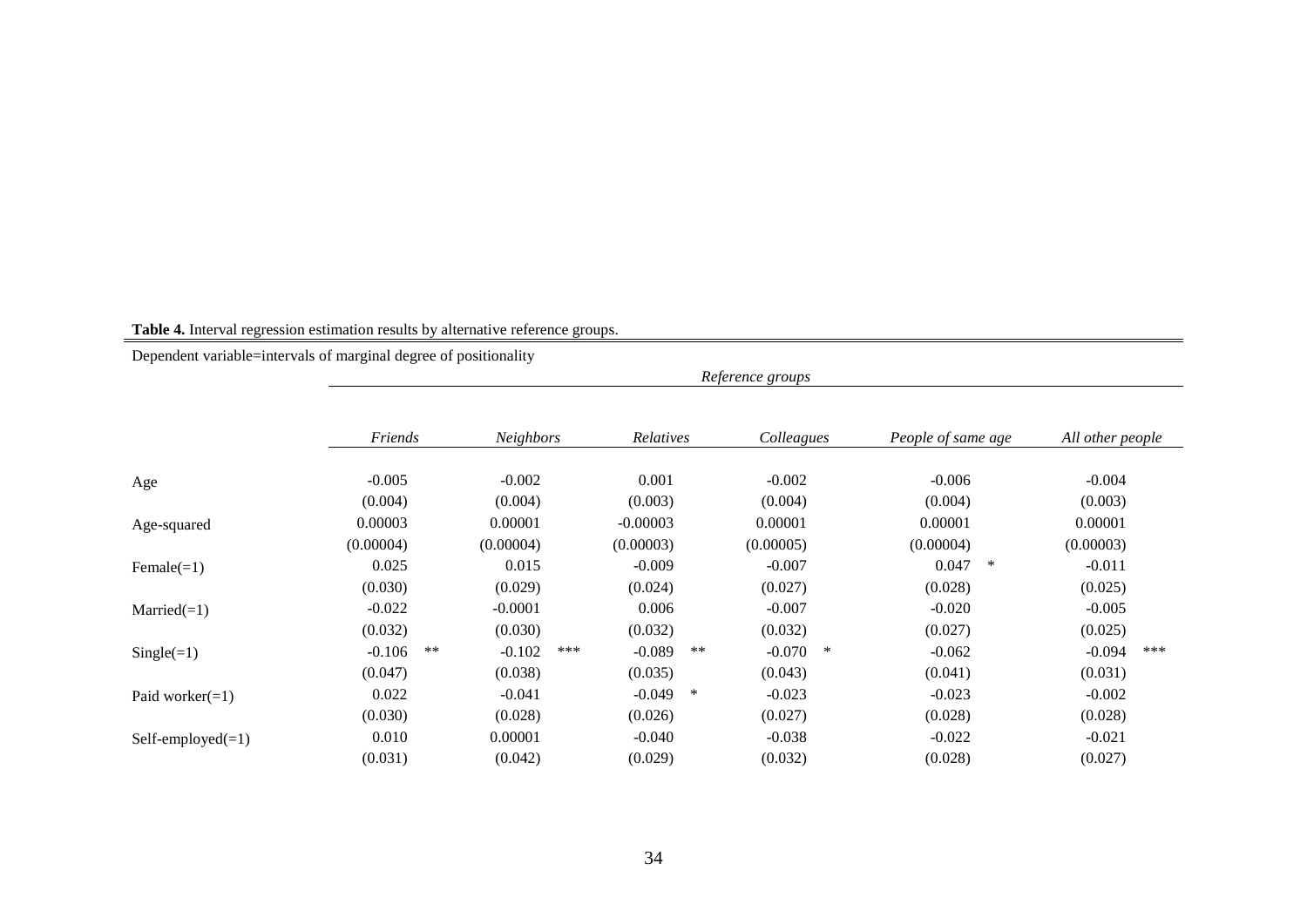**Table 4.** Interval regression estimation results by alternative reference groups.

Dependent variable=intervals of marginal degree of positionality

| | Reference groups | | | | | |
|---|---|---|---|---|---|---|
| | *Friends* | *Neighbors* | *Relatives* | *Colleagues* | *People of same age* | *All other people* |
| Age | -0.005 | -0.002 | 0.001 | -0.002 | -0.006 | -0.004 |
| | (0.004) | (0.004) | (0.003) | (0.004) | (0.004) | (0.003) |
| Age-squared | 0.00003 | 0.00001 | -0.00003 | 0.00001 | 0.00001 | 0.00001 |
| | (0.00004) | (0.00004) | (0.00003) | (0.00005) | (0.00004) | (0.00003) |
| Female(=1) | 0.025 | 0.015 | -0.009 | -0.007 | 0.047 * | -0.011 |
| | (0.030) | (0.029) | (0.024) | (0.027) | (0.028) | (0.025) |
| Married(=1) | -0.022 | -0.0001 | 0.006 | -0.007 | -0.020 | -0.005 |
| | (0.032) | (0.030) | (0.032) | (0.032) | (0.027) | (0.025) |
| Single(=1) | -0.106 ** | -0.102 *** | -0.089 ** | -0.070 * | -0.062 | -0.094 *** |
| | (0.047) | (0.038) | (0.035) | (0.043) | (0.041) | (0.031) |
| Paid worker(=1) | 0.022 | -0.041 | -0.049 * | -0.023 | -0.023 | -0.002 |
| | (0.030) | (0.028) | (0.026) | (0.027) | (0.028) | (0.028) |
| Self-employed(=1) | 0.010 | 0.00001 | -0.040 | -0.038 | -0.022 | -0.021 |
| | (0.031) | (0.042) | (0.029) | (0.032) | (0.028) | (0.027) |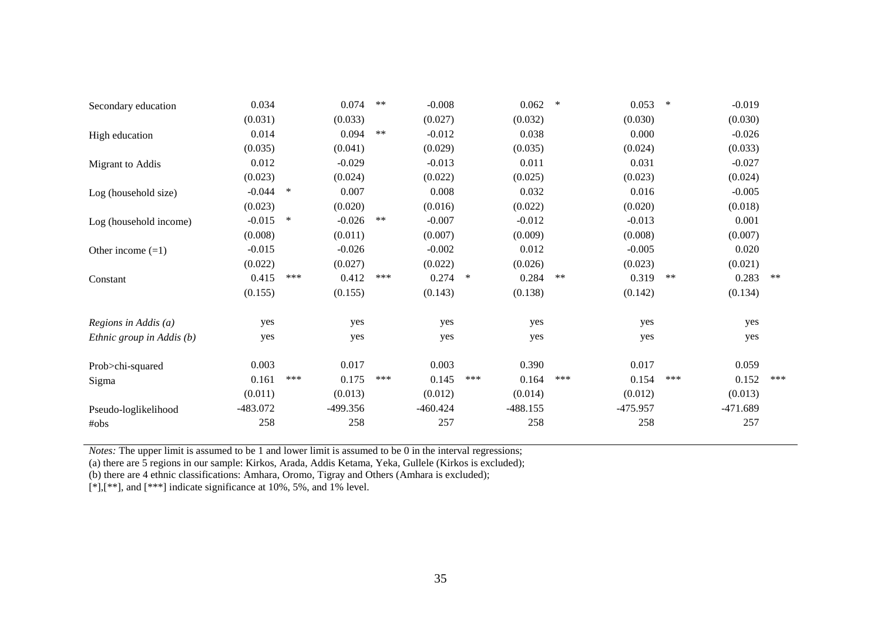| | | | | | | | | | | | | |
|---|---|---|---|---|---|---|---|---|---|---|---|---|
| Secondary education | 0.034 | | 0.074 | ** | -0.008 | | 0.062 | * | 0.053 | * | -0.019 | |
| | (0.031) | | (0.033) | | (0.027) | | (0.032) | | (0.030) | | (0.030) | |
| High education | 0.014 | | 0.094 | ** | -0.012 | | 0.038 | | 0.000 | | -0.026 | |
| | (0.035) | | (0.041) | | (0.029) | | (0.035) | | (0.024) | | (0.033) | |
| Migrant to Addis | 0.012 | | -0.029 | | -0.013 | | 0.011 | | 0.031 | | -0.027 | |
| | (0.023) | | (0.024) | | (0.022) | | (0.025) | | (0.023) | | (0.024) | |
| Log (household size) | -0.044 | * | 0.007 | | 0.008 | | 0.032 | | 0.016 | | -0.005 | |
| | (0.023) | | (0.020) | | (0.016) | | (0.022) | | (0.020) | | (0.018) | |
| Log (household income) | -0.015 | * | -0.026 | ** | -0.007 | | -0.012 | | -0.013 | | 0.001 | |
| | (0.008) | | (0.011) | | (0.007) | | (0.009) | | (0.008) | | (0.007) | |
| Other income (=1) | -0.015 | | -0.026 | | -0.002 | | 0.012 | | -0.005 | | 0.020 | |
| | (0.022) | | (0.027) | | (0.022) | | (0.026) | | (0.023) | | (0.021) | |
| Constant | 0.415 | *** | 0.412 | *** | 0.274 | * | 0.284 | ** | 0.319 | ** | 0.283 | ** |
| | (0.155) | | (0.155) | | (0.143) | | (0.138) | | (0.142) | | (0.134) | |
| *Regions in Addis (a)* | yes | | yes | | yes | | yes | | yes | | yes | |
| *Ethnic group in Addis (b)* | yes | | yes | | yes | | yes | | yes | | yes | |
| Prob>chi-squared | 0.003 | | 0.017 | | 0.003 | | 0.390 | | 0.017 | | 0.059 | |
| Sigma | 0.161 | *** | 0.175 | *** | 0.145 | *** | 0.164 | *** | 0.154 | *** | 0.152 | *** |
| | (0.011) | | (0.013) | | (0.012) | | (0.014) | | (0.012) | | (0.013) | |
| Pseudo-loglikelihood | -483.072 | | -499.356 | | -460.424 | | -488.155 | | -475.957 | | -471.689 | |
| #obs | 258 | | 258 | | 257 | | 258 | | 258 | | 257 | |

*Notes:* The upper limit is assumed to be 1 and lower limit is assumed to be 0 in the interval regressions;
(a) there are 5 regions in our sample: Kirkos, Arada, Addis Ketama, Yeka, Gullele (Kirkos is excluded);
(b) there are 4 ethnic classifications: Amhara, Oromo, Tigray and Others (Amhara is excluded);
[*],[**], and [***] indicate significance at 10%, 5%, and 1% level.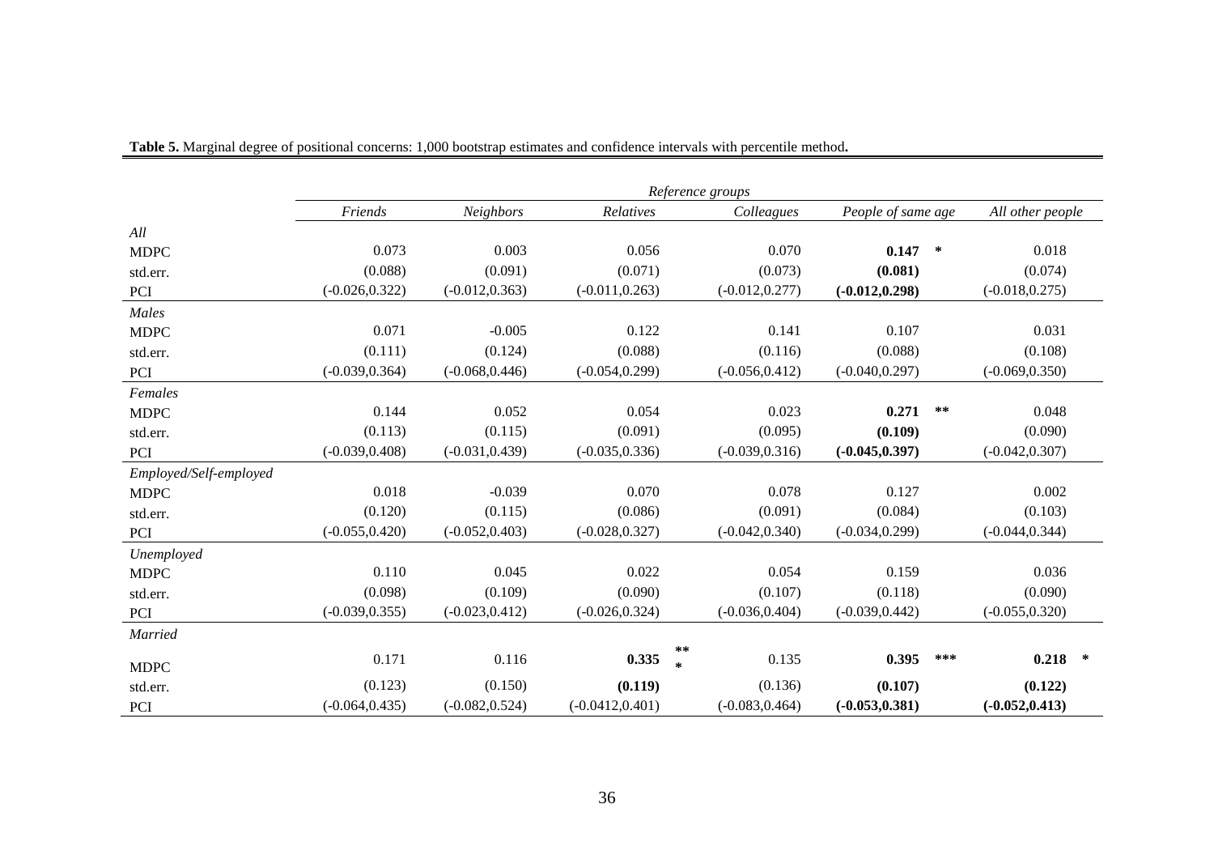**Table 5.** Marginal degree of positional concerns: 1,000 bootstrap estimates and confidence intervals with percentile method**.**

| | Reference groups | | | | | |
|---|---|---|---|---|---|---|
| | *Friends* | *Neighbors* | *Relatives* | *Colleagues* | *People of same age* | *All other people* |
| *All* | | | | | | |
| MDPC | 0.073 | 0.003 | 0.056 | 0.070 | **0.147** * | 0.018 |
| std.err. | (0.088) | (0.091) | (0.071) | (0.073) | **(0.081)** | (0.074) |
| PCI | (-0.026,0.322) | (-0.012,0.363) | (-0.011,0.263) | (-0.012,0.277) | **(-0.012,0.298)** | (-0.018,0.275) |
| *Males* | | | | | | |
| MDPC | 0.071 | -0.005 | 0.122 | 0.141 | 0.107 | 0.031 |
| std.err. | (0.111) | (0.124) | (0.088) | (0.116) | (0.088) | (0.108) |
| PCI | (-0.039,0.364) | (-0.068,0.446) | (-0.054,0.299) | (-0.056,0.412) | (-0.040,0.297) | (-0.069,0.350) |
| *Females* | | | | | | |
| MDPC | 0.144 | 0.052 | 0.054 | 0.023 | **0.271** ** | 0.048 |
| std.err. | (0.113) | (0.115) | (0.091) | (0.095) | **(0.109)** | (0.090) |
| PCI | (-0.039,0.408) | (-0.031,0.439) | (-0.035,0.336) | (-0.039,0.316) | **(-0.045,0.397)** | (-0.042,0.307) |
| *Employed/Self-employed* | | | | | | |
| MDPC | 0.018 | -0.039 | 0.070 | 0.078 | 0.127 | 0.002 |
| std.err. | (0.120) | (0.115) | (0.086) | (0.091) | (0.084) | (0.103) |
| PCI | (-0.055,0.420) | (-0.052,0.403) | (-0.028,0.327) | (-0.042,0.340) | (-0.034,0.299) | (-0.044,0.344) |
| *Unemployed* | | | | | | |
| MDPC | 0.110 | 0.045 | 0.022 | 0.054 | 0.159 | 0.036 |
| std.err. | (0.098) | (0.109) | (0.090) | (0.107) | (0.118) | (0.090) |
| PCI | (-0.039,0.355) | (-0.023,0.412) | (-0.026,0.324) | (-0.036,0.404) | (-0.039,0.442) | (-0.055,0.320) |
| *Married* | | | | | | |
| MDPC | 0.171 | 0.116 | **0.335** *** | 0.135 | **0.395** *** | **0.218** * |
| std.err. | (0.123) | (0.150) | **(0.119)** | (0.136) | **(0.107)** | **(0.122)** |
| PCI | (-0.064,0.435) | (-0.082,0.524) | (-0.0412,0.401) | (-0.083,0.464) | **(-0.053,0.381)** | **(-0.052,0.413)** |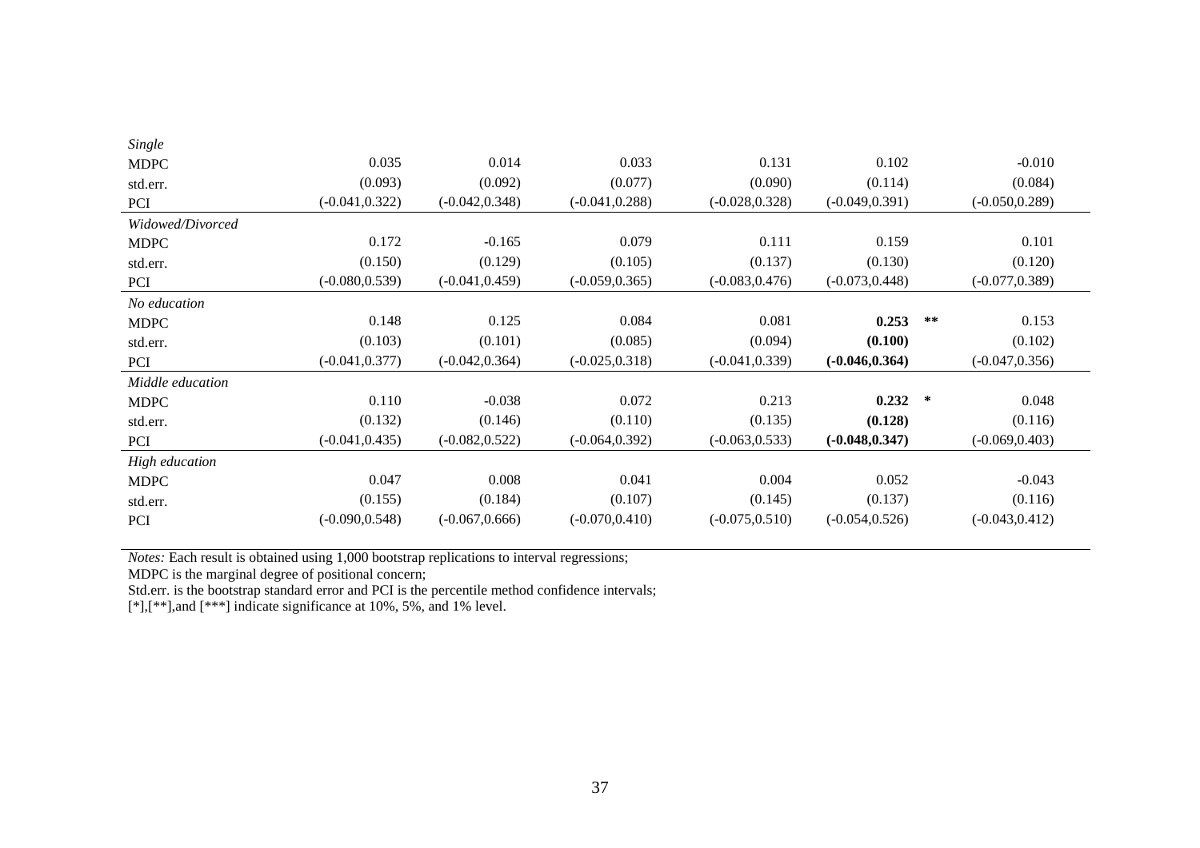| | | | | | | | |
|---|---|---|---|---|---|---|---|
| *Single* | | | | | | | |
| MDPC | 0.035 | 0.014 | 0.033 | 0.131 | 0.102 | | -0.010 |
| std.err. | (0.093) | (0.092) | (0.077) | (0.090) | (0.114) | | (0.084) |
| PCI | (-0.041,0.322) | (-0.042,0.348) | (-0.041,0.288) | (-0.028,0.328) | (-0.049,0.391) | | (-0.050,0.289) |
| *Widowed/Divorced* | | | | | | | |
| MDPC | 0.172 | -0.165 | 0.079 | 0.111 | 0.159 | | 0.101 |
| std.err. | (0.150) | (0.129) | (0.105) | (0.137) | (0.130) | | (0.120) |
| PCI | (-0.080,0.539) | (-0.041,0.459) | (-0.059,0.365) | (-0.083,0.476) | (-0.073,0.448) | | (-0.077,0.389) |
| *No education* | | | | | | | |
| MDPC | 0.148 | 0.125 | 0.084 | 0.081 | **0.253** | ** | 0.153 |
| std.err. | (0.103) | (0.101) | (0.085) | (0.094) | **(0.100)** | | (0.102) |
| PCI | (-0.041,0.377) | (-0.042,0.364) | (-0.025,0.318) | (-0.041,0.339) | **(-0.046,0.364)** | | (-0.047,0.356) |
| *Middle education* | | | | | | | |
| MDPC | 0.110 | -0.038 | 0.072 | 0.213 | **0.232** | * | 0.048 |
| std.err. | (0.132) | (0.146) | (0.110) | (0.135) | **(0.128)** | | (0.116) |
| PCI | (-0.041,0.435) | (-0.082,0.522) | (-0.064,0.392) | (-0.063,0.533) | **(-0.048,0.347)** | | (-0.069,0.403) |
| *High education* | | | | | | | |
| MDPC | 0.047 | 0.008 | 0.041 | 0.004 | 0.052 | | -0.043 |
| std.err. | (0.155) | (0.184) | (0.107) | (0.145) | (0.137) | | (0.116) |
| PCI | (-0.090,0.548) | (-0.067,0.666) | (-0.070,0.410) | (-0.075,0.510) | (-0.054,0.526) | | (-0.043,0.412) |

*Notes:* Each result is obtained using 1,000 bootstrap replications to interval regressions;
MDPC is the marginal degree of positional concern;
Std.err. is the bootstrap standard error and PCI is the percentile method confidence intervals;
[*],[**],and [***] indicate significance at 10%, 5%, and 1% level.